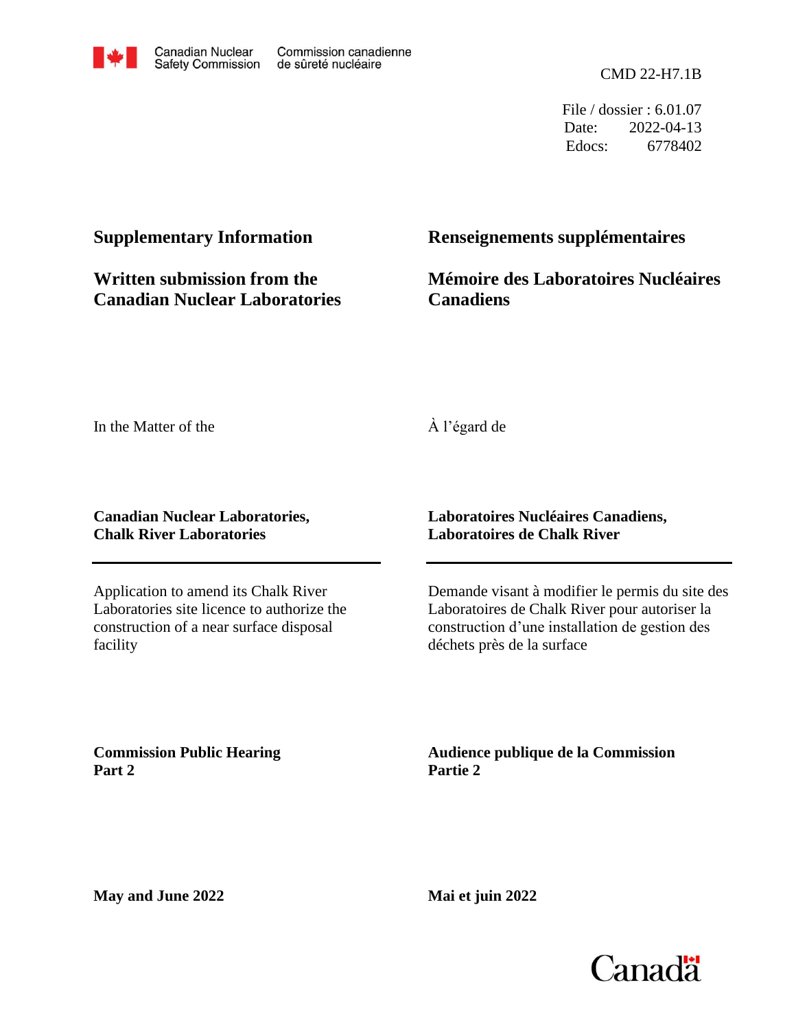Canadian Nuclear Safety Commission | Commission canadienne de sûreté nucléaire

CMD 22-H7.1B

File / dossier : 6.01.07
Date: 2022-04-13
Edocs: 6778402

## Supplementary Information

## Written submission from the Canadian Nuclear Laboratories

## Renseignements supplémentaires

## Mémoire des Laboratoires Nucléaires Canadiens

In the Matter of the

**Canadian Nuclear Laboratories, Chalk River Laboratories**

Application to amend its Chalk River Laboratories site licence to authorize the construction of a near surface disposal facility

À l'égard de

**Laboratoires Nucléaires Canadiens, Laboratoires de Chalk River**

Demande visant à modifier le permis du site des Laboratoires de Chalk River pour autoriser la construction d'une installation de gestion des déchets près de la surface

**Commission Public Hearing**
**Part 2**

**Audience publique de la Commission**
**Partie 2**

**May and June 2022**

**Mai et juin 2022**

Canada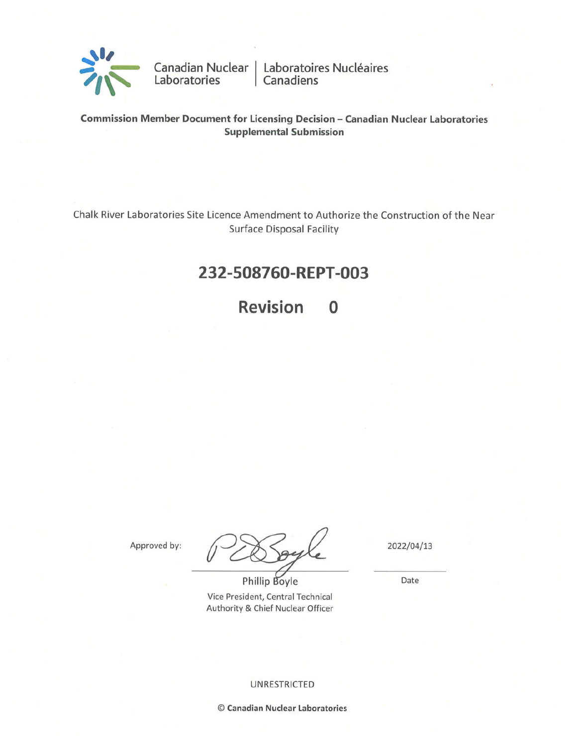Canadian Nuclear Laboratories | Laboratoires Nucléaires Canadiens

**Commission Member Document for Licensing Decision – Canadian Nuclear Laboratories Supplemental Submission**

Chalk River Laboratories Site Licence Amendment to Authorize the Construction of the Near Surface Disposal Facility

# 232-508760-REPT-003

# Revision 0

Approved by:

Phillip Boyle
Vice President, Central Technical Authority & Chief Nuclear Officer

2022/04/13

Date

UNRESTRICTED

**© Canadian Nuclear Laboratories**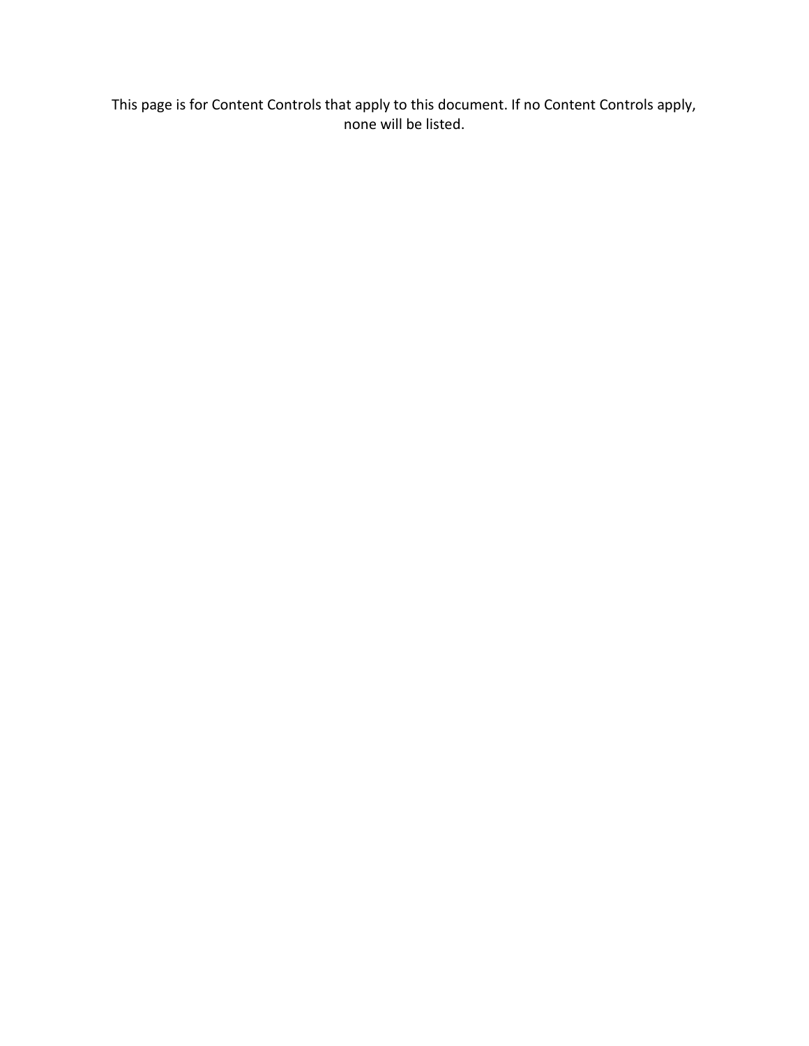This page is for Content Controls that apply to this document. If no Content Controls apply, none will be listed.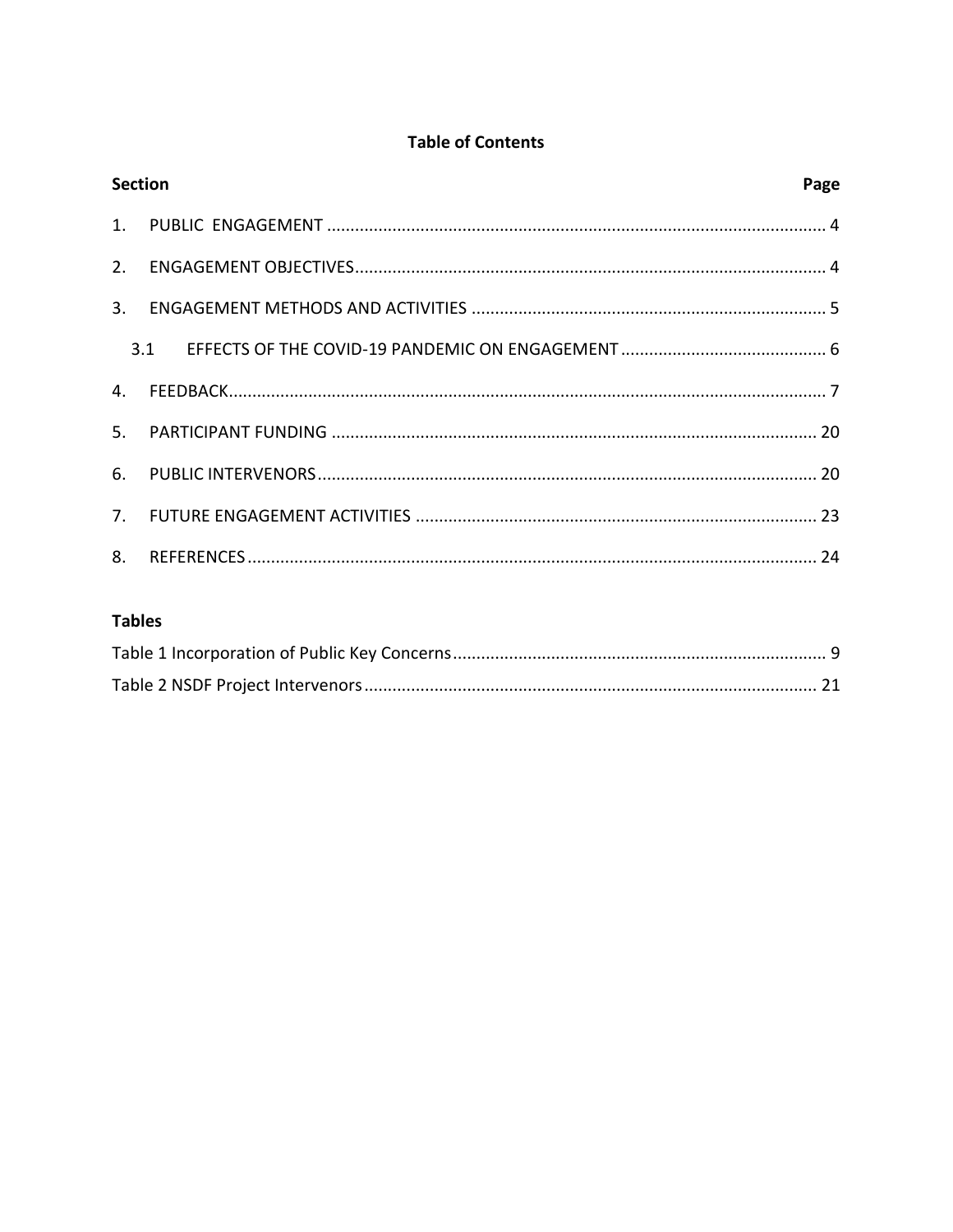**Table of Contents**

| Section | Page |
|---|---|
| 1. PUBLIC ENGAGEMENT | 4 |
| 2. ENGAGEMENT OBJECTIVES | 4 |
| 3. ENGAGEMENT METHODS AND ACTIVITIES | 5 |
| 3.1 EFFECTS OF THE COVID-19 PANDEMIC ON ENGAGEMENT | 6 |
| 4. FEEDBACK | 7 |
| 5. PARTICIPANT FUNDING | 20 |
| 6. PUBLIC INTERVENORS | 20 |
| 7. FUTURE ENGAGEMENT ACTIVITIES | 23 |
| 8. REFERENCES | 24 |

**Tables**

| | |
|---|---|
| Table 1 Incorporation of Public Key Concerns | 9 |
| Table 2 NSDF Project Intervenors | 21 |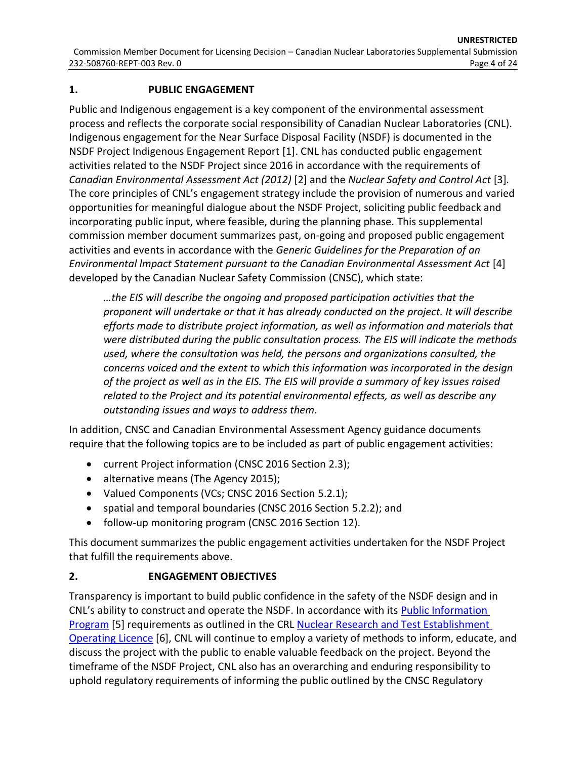## 1. PUBLIC ENGAGEMENT

Public and Indigenous engagement is a key component of the environmental assessment process and reflects the corporate social responsibility of Canadian Nuclear Laboratories (CNL). Indigenous engagement for the Near Surface Disposal Facility (NSDF) is documented in the NSDF Project Indigenous Engagement Report [1]. CNL has conducted public engagement activities related to the NSDF Project since 2016 in accordance with the requirements of *Canadian Environmental Assessment Act (2012)* [2] and the *Nuclear Safety and Control Act* [3]. The core principles of CNL's engagement strategy include the provision of numerous and varied opportunities for meaningful dialogue about the NSDF Project, soliciting public feedback and incorporating public input, where feasible, during the planning phase. This supplemental commission member document summarizes past, on-going and proposed public engagement activities and events in accordance with the *Generic Guidelines for the Preparation of an Environmental lmpact Statement pursuant to the Canadian Environmental Assessment Act* [4] developed by the Canadian Nuclear Safety Commission (CNSC), which state:

> *…the EIS will describe the ongoing and proposed participation activities that the proponent will undertake or that it has already conducted on the project. It will describe efforts made to distribute project information, as well as information and materials that were distributed during the public consultation process. The EIS will indicate the methods used, where the consultation was held, the persons and organizations consulted, the concerns voiced and the extent to which this information was incorporated in the design of the project as well as in the EIS. The EIS will provide a summary of key issues raised related to the Project and its potential environmental effects, as well as describe any outstanding issues and ways to address them.*

In addition, CNSC and Canadian Environmental Assessment Agency guidance documents require that the following topics are to be included as part of public engagement activities:

- current Project information (CNSC 2016 Section 2.3);
- alternative means (The Agency 2015);
- Valued Components (VCs; CNSC 2016 Section 5.2.1);
- spatial and temporal boundaries (CNSC 2016 Section 5.2.2); and
- follow-up monitoring program (CNSC 2016 Section 12).

This document summarizes the public engagement activities undertaken for the NSDF Project that fulfill the requirements above.

## 2. ENGAGEMENT OBJECTIVES

Transparency is important to build public confidence in the safety of the NSDF design and in CNL's ability to construct and operate the NSDF. In accordance with its Public Information Program [5] requirements as outlined in the CRL Nuclear Research and Test Establishment Operating Licence [6], CNL will continue to employ a variety of methods to inform, educate, and discuss the project with the public to enable valuable feedback on the project. Beyond the timeframe of the NSDF Project, CNL also has an overarching and enduring responsibility to uphold regulatory requirements of informing the public outlined by the CNSC Regulatory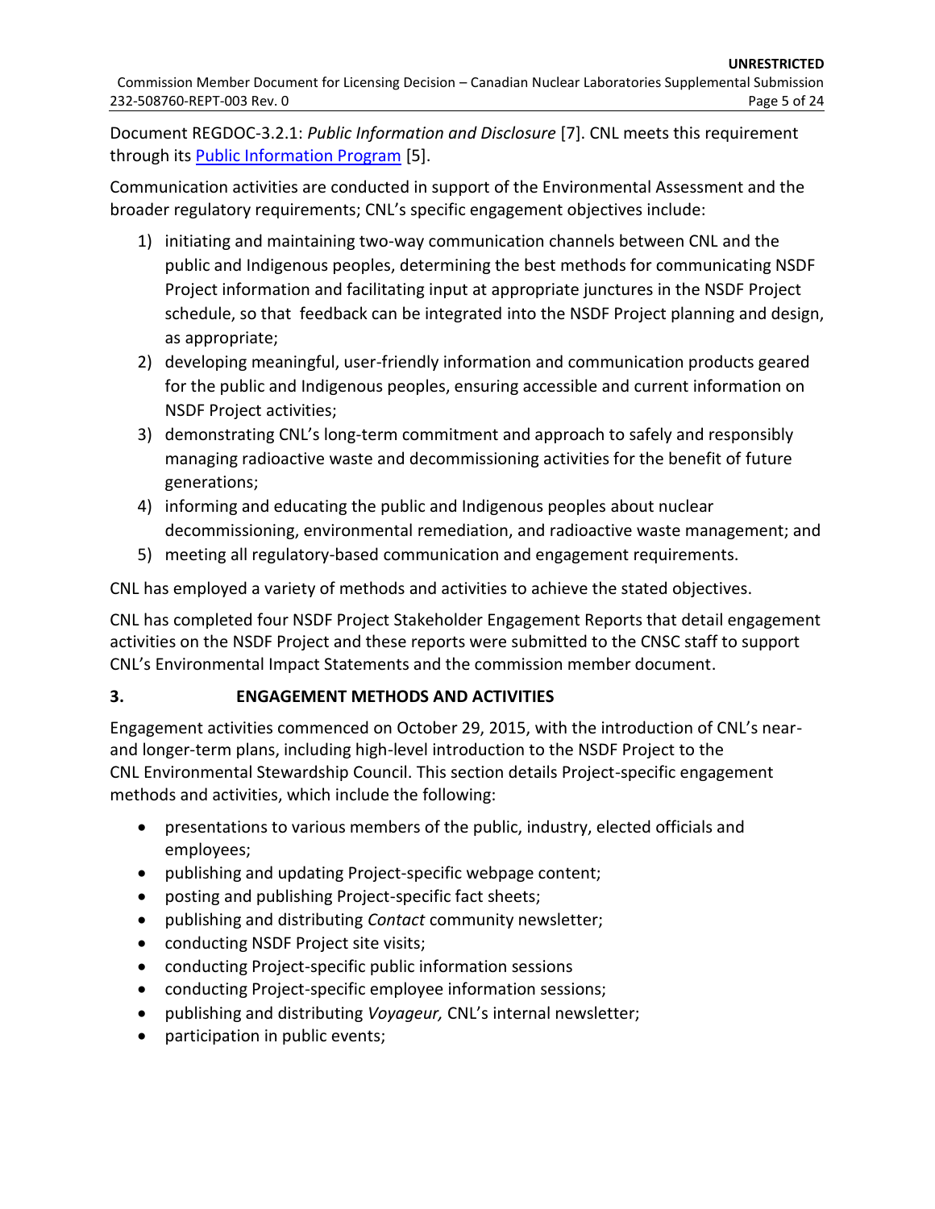Document REGDOC-3.2.1: *Public Information and Disclosure* [7]. CNL meets this requirement through its [Public Information Program](#) [5].

Communication activities are conducted in support of the Environmental Assessment and the broader regulatory requirements; CNL's specific engagement objectives include:

1) initiating and maintaining two-way communication channels between CNL and the public and Indigenous peoples, determining the best methods for communicating NSDF Project information and facilitating input at appropriate junctures in the NSDF Project schedule, so that feedback can be integrated into the NSDF Project planning and design, as appropriate;
2) developing meaningful, user-friendly information and communication products geared for the public and Indigenous peoples, ensuring accessible and current information on NSDF Project activities;
3) demonstrating CNL's long-term commitment and approach to safely and responsibly managing radioactive waste and decommissioning activities for the benefit of future generations;
4) informing and educating the public and Indigenous peoples about nuclear decommissioning, environmental remediation, and radioactive waste management; and
5) meeting all regulatory-based communication and engagement requirements.

CNL has employed a variety of methods and activities to achieve the stated objectives.

CNL has completed four NSDF Project Stakeholder Engagement Reports that detail engagement activities on the NSDF Project and these reports were submitted to the CNSC staff to support CNL's Environmental Impact Statements and the commission member document.

## 3. ENGAGEMENT METHODS AND ACTIVITIES

Engagement activities commenced on October 29, 2015, with the introduction of CNL's near- and longer-term plans, including high-level introduction to the NSDF Project to the CNL Environmental Stewardship Council. This section details Project-specific engagement methods and activities, which include the following:

- presentations to various members of the public, industry, elected officials and employees;
- publishing and updating Project-specific webpage content;
- posting and publishing Project-specific fact sheets;
- publishing and distributing *Contact* community newsletter;
- conducting NSDF Project site visits;
- conducting Project-specific public information sessions
- conducting Project-specific employee information sessions;
- publishing and distributing *Voyageur,* CNL's internal newsletter;
- participation in public events;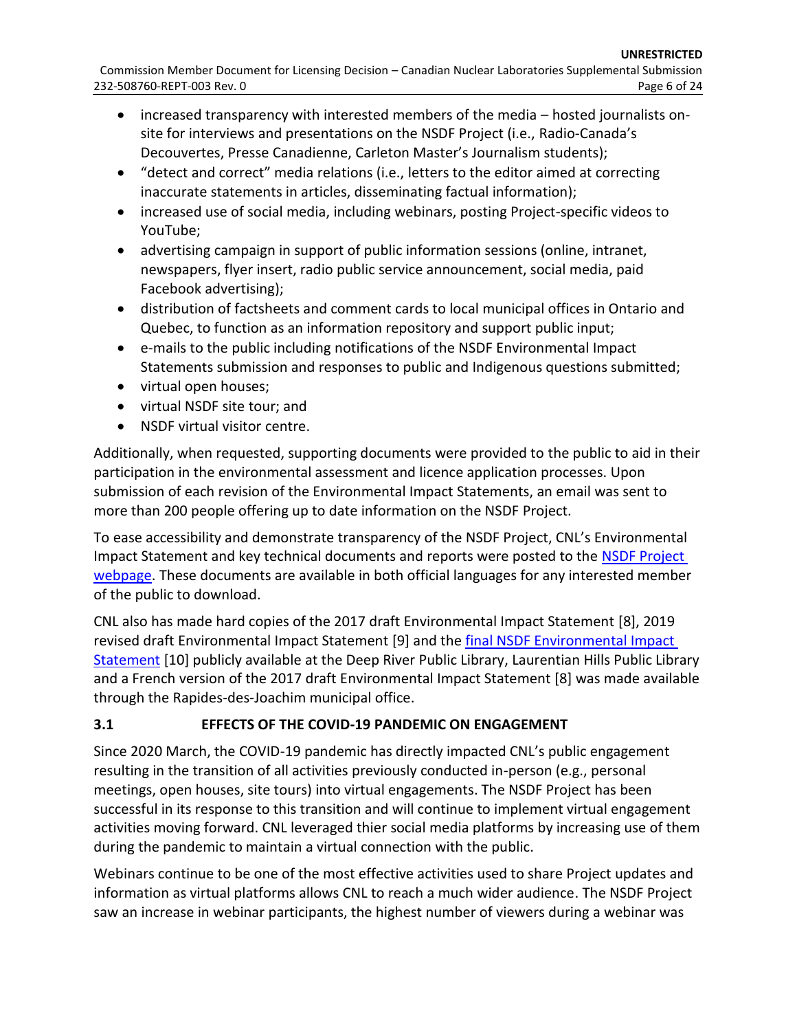- increased transparency with interested members of the media – hosted journalists on-site for interviews and presentations on the NSDF Project (i.e., Radio-Canada's Decouvertes, Presse Canadienne, Carleton Master's Journalism students);
- "detect and correct" media relations (i.e., letters to the editor aimed at correcting inaccurate statements in articles, disseminating factual information);
- increased use of social media, including webinars, posting Project-specific videos to YouTube;
- advertising campaign in support of public information sessions (online, intranet, newspapers, flyer insert, radio public service announcement, social media, paid Facebook advertising);
- distribution of factsheets and comment cards to local municipal offices in Ontario and Quebec, to function as an information repository and support public input;
- e-mails to the public including notifications of the NSDF Environmental Impact Statements submission and responses to public and Indigenous questions submitted;
- virtual open houses;
- virtual NSDF site tour; and
- NSDF virtual visitor centre.

Additionally, when requested, supporting documents were provided to the public to aid in their participation in the environmental assessment and licence application processes. Upon submission of each revision of the Environmental Impact Statements, an email was sent to more than 200 people offering up to date information on the NSDF Project.

To ease accessibility and demonstrate transparency of the NSDF Project, CNL's Environmental Impact Statement and key technical documents and reports were posted to the NSDF Project webpage. These documents are available in both official languages for any interested member of the public to download.

CNL also has made hard copies of the 2017 draft Environmental Impact Statement [8], 2019 revised draft Environmental Impact Statement [9] and the final NSDF Environmental Impact Statement [10] publicly available at the Deep River Public Library, Laurentian Hills Public Library and a French version of the 2017 draft Environmental Impact Statement [8] was made available through the Rapides-des-Joachim municipal office.

### 3.1 EFFECTS OF THE COVID-19 PANDEMIC ON ENGAGEMENT

Since 2020 March, the COVID-19 pandemic has directly impacted CNL's public engagement resulting in the transition of all activities previously conducted in-person (e.g., personal meetings, open houses, site tours) into virtual engagements. The NSDF Project has been successful in its response to this transition and will continue to implement virtual engagement activities moving forward. CNL leveraged thier social media platforms by increasing use of them during the pandemic to maintain a virtual connection with the public.

Webinars continue to be one of the most effective activities used to share Project updates and information as virtual platforms allows CNL to reach a much wider audience. The NSDF Project saw an increase in webinar participants, the highest number of viewers during a webinar was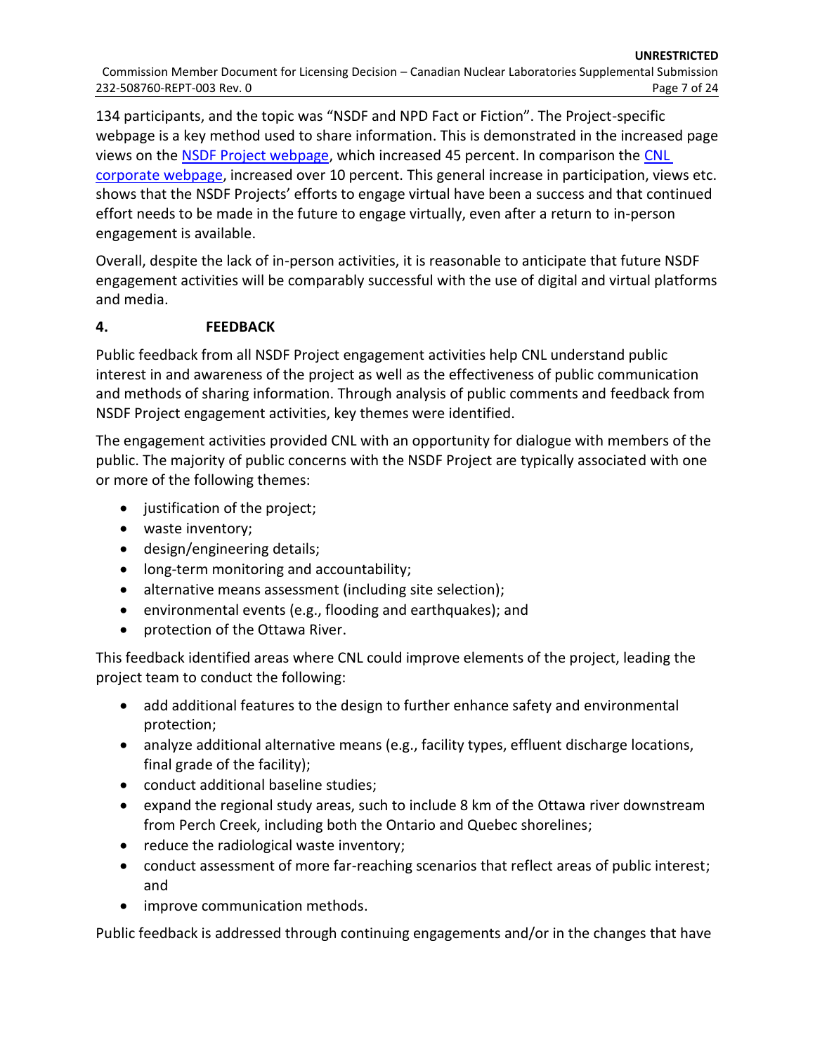134 participants, and the topic was "NSDF and NPD Fact or Fiction". The Project-specific webpage is a key method used to share information. This is demonstrated in the increased page views on the NSDF Project webpage, which increased 45 percent. In comparison the CNL corporate webpage, increased over 10 percent. This general increase in participation, views etc. shows that the NSDF Projects' efforts to engage virtual have been a success and that continued effort needs to be made in the future to engage virtually, even after a return to in-person engagement is available.

Overall, despite the lack of in-person activities, it is reasonable to anticipate that future NSDF engagement activities will be comparably successful with the use of digital and virtual platforms and media.

## 4. FEEDBACK

Public feedback from all NSDF Project engagement activities help CNL understand public interest in and awareness of the project as well as the effectiveness of public communication and methods of sharing information. Through analysis of public comments and feedback from NSDF Project engagement activities, key themes were identified.

The engagement activities provided CNL with an opportunity for dialogue with members of the public. The majority of public concerns with the NSDF Project are typically associated with one or more of the following themes:

- justification of the project;
- waste inventory;
- design/engineering details;
- long-term monitoring and accountability;
- alternative means assessment (including site selection);
- environmental events (e.g., flooding and earthquakes); and
- protection of the Ottawa River.

This feedback identified areas where CNL could improve elements of the project, leading the project team to conduct the following:

- add additional features to the design to further enhance safety and environmental protection;
- analyze additional alternative means (e.g., facility types, effluent discharge locations, final grade of the facility);
- conduct additional baseline studies;
- expand the regional study areas, such to include 8 km of the Ottawa river downstream from Perch Creek, including both the Ontario and Quebec shorelines;
- reduce the radiological waste inventory;
- conduct assessment of more far-reaching scenarios that reflect areas of public interest; and
- improve communication methods.

Public feedback is addressed through continuing engagements and/or in the changes that have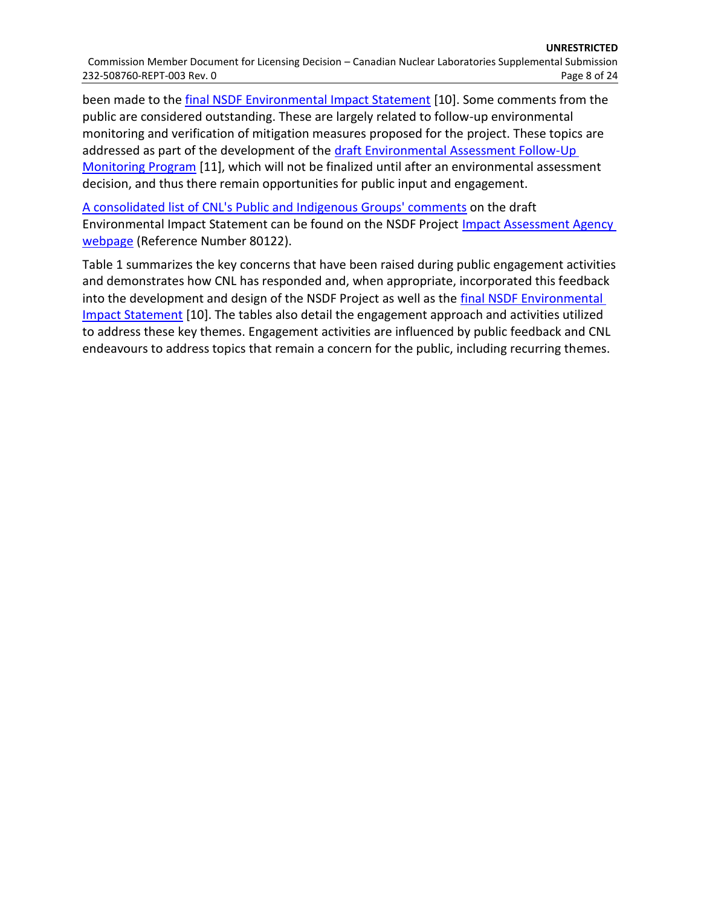been made to the final NSDF Environmental Impact Statement [10]. Some comments from the public are considered outstanding. These are largely related to follow-up environmental monitoring and verification of mitigation measures proposed for the project. These topics are addressed as part of the development of the draft Environmental Assessment Follow-Up Monitoring Program [11], which will not be finalized until after an environmental assessment decision, and thus there remain opportunities for public input and engagement.

A consolidated list of CNL's Public and Indigenous Groups' comments on the draft Environmental Impact Statement can be found on the NSDF Project Impact Assessment Agency webpage (Reference Number 80122).

Table 1 summarizes the key concerns that have been raised during public engagement activities and demonstrates how CNL has responded and, when appropriate, incorporated this feedback into the development and design of the NSDF Project as well as the final NSDF Environmental Impact Statement [10]. The tables also detail the engagement approach and activities utilized to address these key themes. Engagement activities are influenced by public feedback and CNL endeavours to address topics that remain a concern for the public, including recurring themes.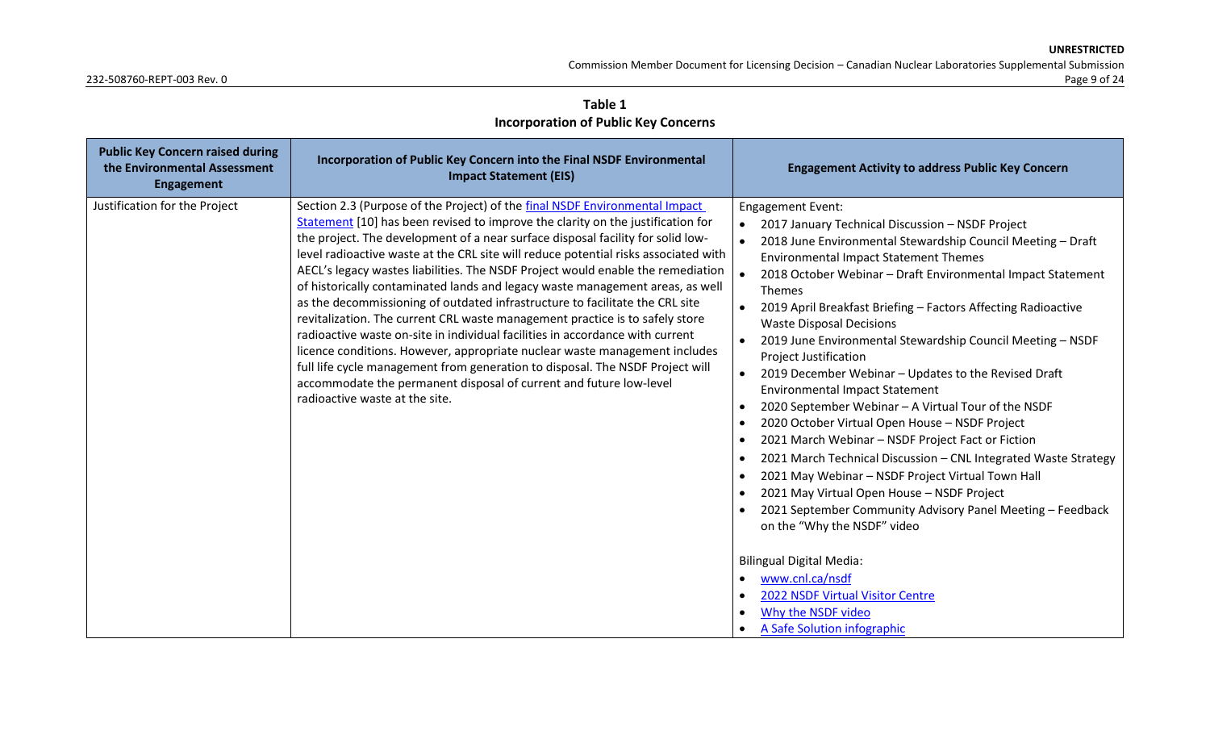**Table 1**
**Incorporation of Public Key Concerns**

| Public Key Concern raised during the Environmental Assessment Engagement | Incorporation of Public Key Concern into the Final NSDF Environmental Impact Statement (EIS) | Engagement Activity to address Public Key Concern |
|---|---|---|
| Justification for the Project | Section 2.3 (Purpose of the Project) of the final NSDF Environmental Impact Statement [10] has been revised to improve the clarity on the justification for the project. The development of a near surface disposal facility for solid low-level radioactive waste at the CRL site will reduce potential risks associated with AECL's legacy wastes liabilities. The NSDF Project would enable the remediation of historically contaminated lands and legacy waste management areas, as well as the decommissioning of outdated infrastructure to facilitate the CRL site revitalization. The current CRL waste management practice is to safely store radioactive waste on-site in individual facilities in accordance with current licence conditions. However, appropriate nuclear waste management includes full life cycle management from generation to disposal. The NSDF Project will accommodate the permanent disposal of current and future low-level radioactive waste at the site. | Engagement Event:<br>• 2017 January Technical Discussion – NSDF Project<br>• 2018 June Environmental Stewardship Council Meeting – Draft Environmental Impact Statement Themes<br>• 2018 October Webinar – Draft Environmental Impact Statement Themes<br>• 2019 April Breakfast Briefing – Factors Affecting Radioactive Waste Disposal Decisions<br>• 2019 June Environmental Stewardship Council Meeting – NSDF Project Justification<br>• 2019 December Webinar – Updates to the Revised Draft Environmental Impact Statement<br>• 2020 September Webinar – A Virtual Tour of the NSDF<br>• 2020 October Virtual Open House – NSDF Project<br>• 2021 March Webinar – NSDF Project Fact or Fiction<br>• 2021 March Technical Discussion – CNL Integrated Waste Strategy<br>• 2021 May Webinar – NSDF Project Virtual Town Hall<br>• 2021 May Virtual Open House – NSDF Project<br>• 2021 September Community Advisory Panel Meeting – Feedback on the "Why the NSDF" video<br><br>Bilingual Digital Media:<br>• www.cnl.ca/nsdf<br>• 2022 NSDF Virtual Visitor Centre<br>• Why the NSDF video<br>• A Safe Solution infographic |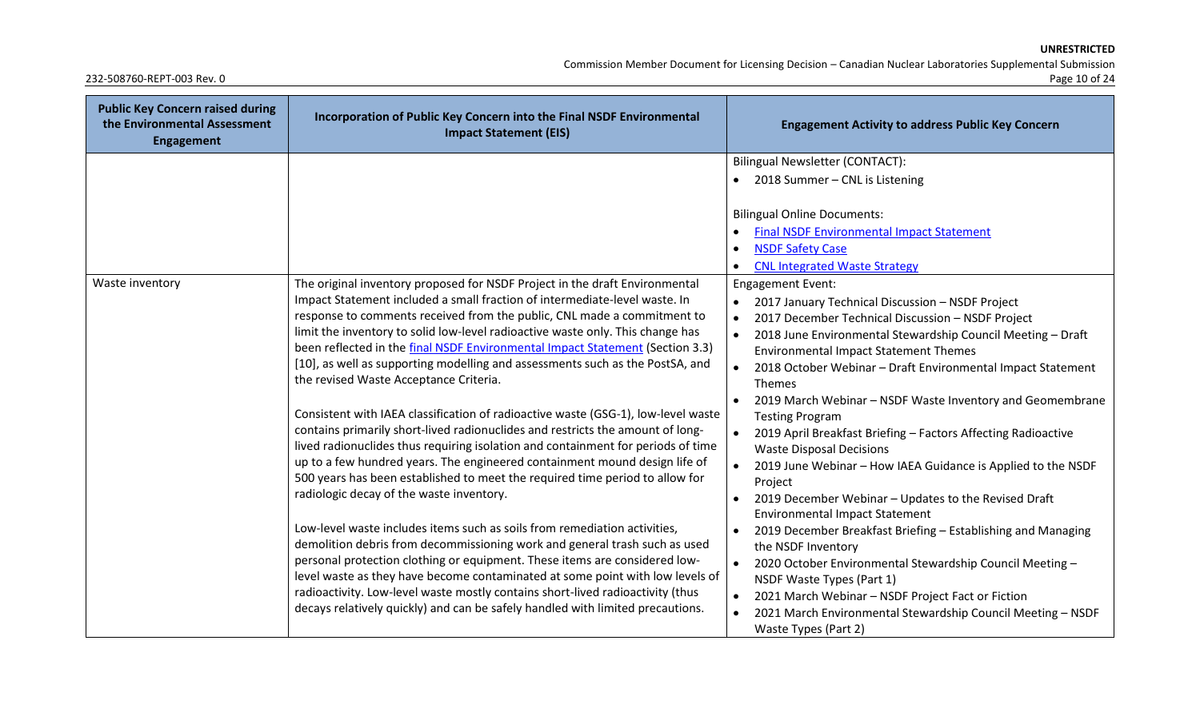| Public Key Concern raised during the Environmental Assessment Engagement | Incorporation of Public Key Concern into the Final NSDF Environmental Impact Statement (EIS) | Engagement Activity to address Public Key Concern |
|---|---|---|
| | | Bilingual Newsletter (CONTACT):<br>• 2018 Summer – CNL is Listening<br><br>Bilingual Online Documents:<br>• [Final NSDF Environmental Impact Statement]<br>• [NSDF Safety Case]<br>• [CNL Integrated Waste Strategy] |
| Waste inventory | The original inventory proposed for NSDF Project in the draft Environmental Impact Statement included a small fraction of intermediate-level waste. In response to comments received from the public, CNL made a commitment to limit the inventory to solid low-level radioactive waste only. This change has been reflected in the [final NSDF Environmental Impact Statement] (Section 3.3) [10], as well as supporting modelling and assessments such as the PostSA, and the revised Waste Acceptance Criteria.<br><br>Consistent with IAEA classification of radioactive waste (GSG-1), low-level waste contains primarily short-lived radionuclides and restricts the amount of long-lived radionuclides thus requiring isolation and containment for periods of time up to a few hundred years. The engineered containment mound design life of 500 years has been established to meet the required time period to allow for radiologic decay of the waste inventory.<br><br>Low-level waste includes items such as soils from remediation activities, demolition debris from decommissioning work and general trash such as used personal protection clothing or equipment. These items are considered low-level waste as they have become contaminated at some point with low levels of radioactivity. Low-level waste mostly contains short-lived radioactivity (thus decays relatively quickly) and can be safely handled with limited precautions. | Engagement Event:<br>• 2017 January Technical Discussion – NSDF Project<br>• 2017 December Technical Discussion – NSDF Project<br>• 2018 June Environmental Stewardship Council Meeting – Draft Environmental Impact Statement Themes<br>• 2018 October Webinar – Draft Environmental Impact Statement Themes<br>• 2019 March Webinar – NSDF Waste Inventory and Geomembrane Testing Program<br>• 2019 April Breakfast Briefing – Factors Affecting Radioactive Waste Disposal Decisions<br>• 2019 June Webinar – How IAEA Guidance is Applied to the NSDF Project<br>• 2019 December Webinar – Updates to the Revised Draft Environmental Impact Statement<br>• 2019 December Breakfast Briefing – Establishing and Managing the NSDF Inventory<br>• 2020 October Environmental Stewardship Council Meeting – NSDF Waste Types (Part 1)<br>• 2021 March Webinar – NSDF Project Fact or Fiction<br>• 2021 March Environmental Stewardship Council Meeting – NSDF Waste Types (Part 2) |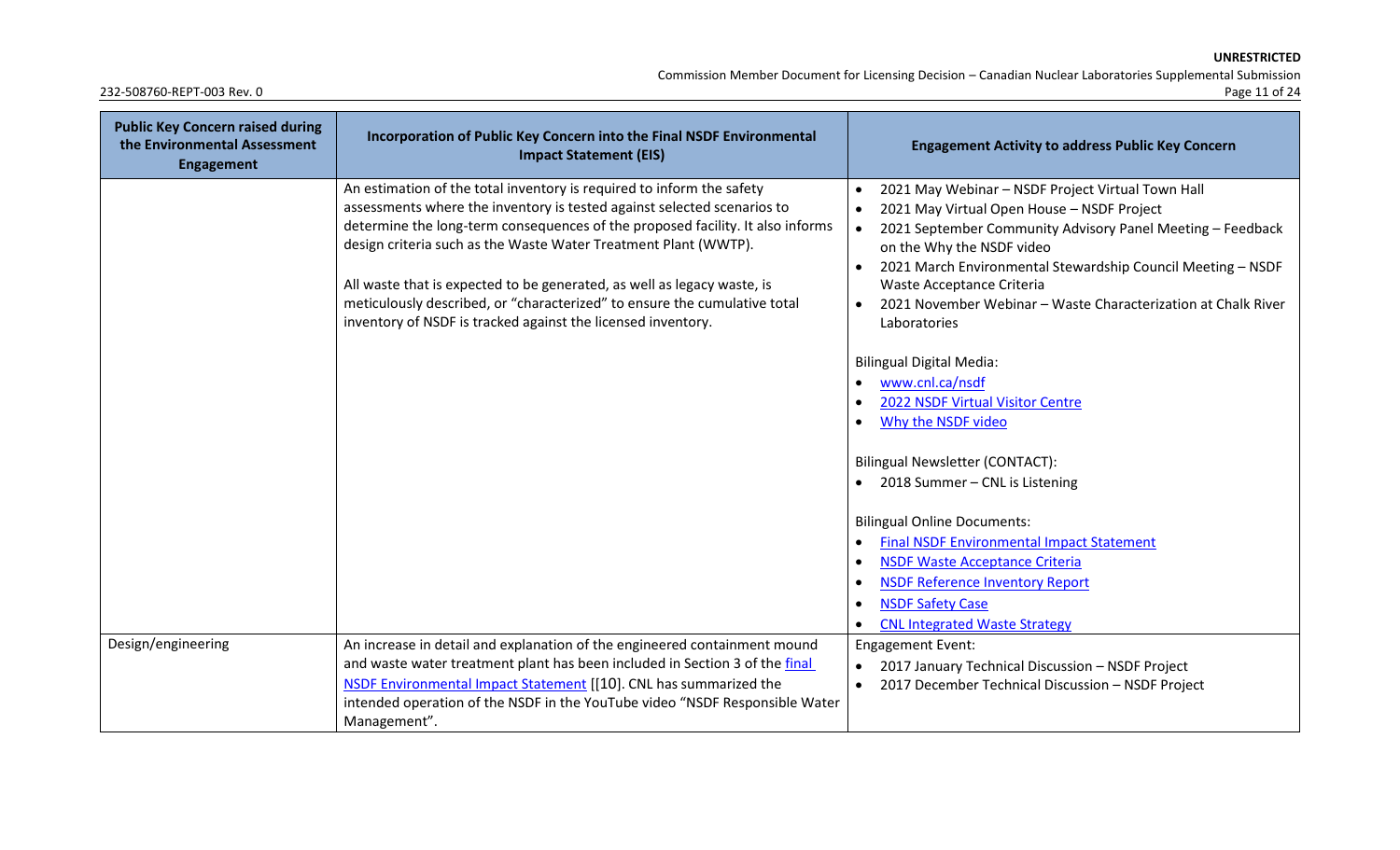| Public Key Concern raised during the Environmental Assessment Engagement | Incorporation of Public Key Concern into the Final NSDF Environmental Impact Statement (EIS) | Engagement Activity to address Public Key Concern |
|---|---|---|
| | An estimation of the total inventory is required to inform the safety assessments where the inventory is tested against selected scenarios to determine the long-term consequences of the proposed facility. It also informs design criteria such as the Waste Water Treatment Plant (WWTP).<br><br>All waste that is expected to be generated, as well as legacy waste, is meticulously described, or "characterized" to ensure the cumulative total inventory of NSDF is tracked against the licensed inventory. | • 2021 May Webinar – NSDF Project Virtual Town Hall<br>• 2021 May Virtual Open House – NSDF Project<br>• 2021 September Community Advisory Panel Meeting – Feedback on the Why the NSDF video<br>• 2021 March Environmental Stewardship Council Meeting – NSDF Waste Acceptance Criteria<br>• 2021 November Webinar – Waste Characterization at Chalk River Laboratories<br><br>Bilingual Digital Media:<br>• www.cnl.ca/nsdf<br>• 2022 NSDF Virtual Visitor Centre<br>• Why the NSDF video<br><br>Bilingual Newsletter (CONTACT):<br>• 2018 Summer – CNL is Listening<br><br>Bilingual Online Documents:<br>• Final NSDF Environmental Impact Statement<br>• NSDF Waste Acceptance Criteria<br>• NSDF Reference Inventory Report<br>• NSDF Safety Case<br>• CNL Integrated Waste Strategy |
| Design/engineering | An increase in detail and explanation of the engineered containment mound and waste water treatment plant has been included in Section 3 of the final NSDF Environmental Impact Statement [[10]. CNL has summarized the intended operation of the NSDF in the YouTube video "NSDF Responsible Water Management". | Engagement Event:<br>• 2017 January Technical Discussion – NSDF Project<br>• 2017 December Technical Discussion – NSDF Project |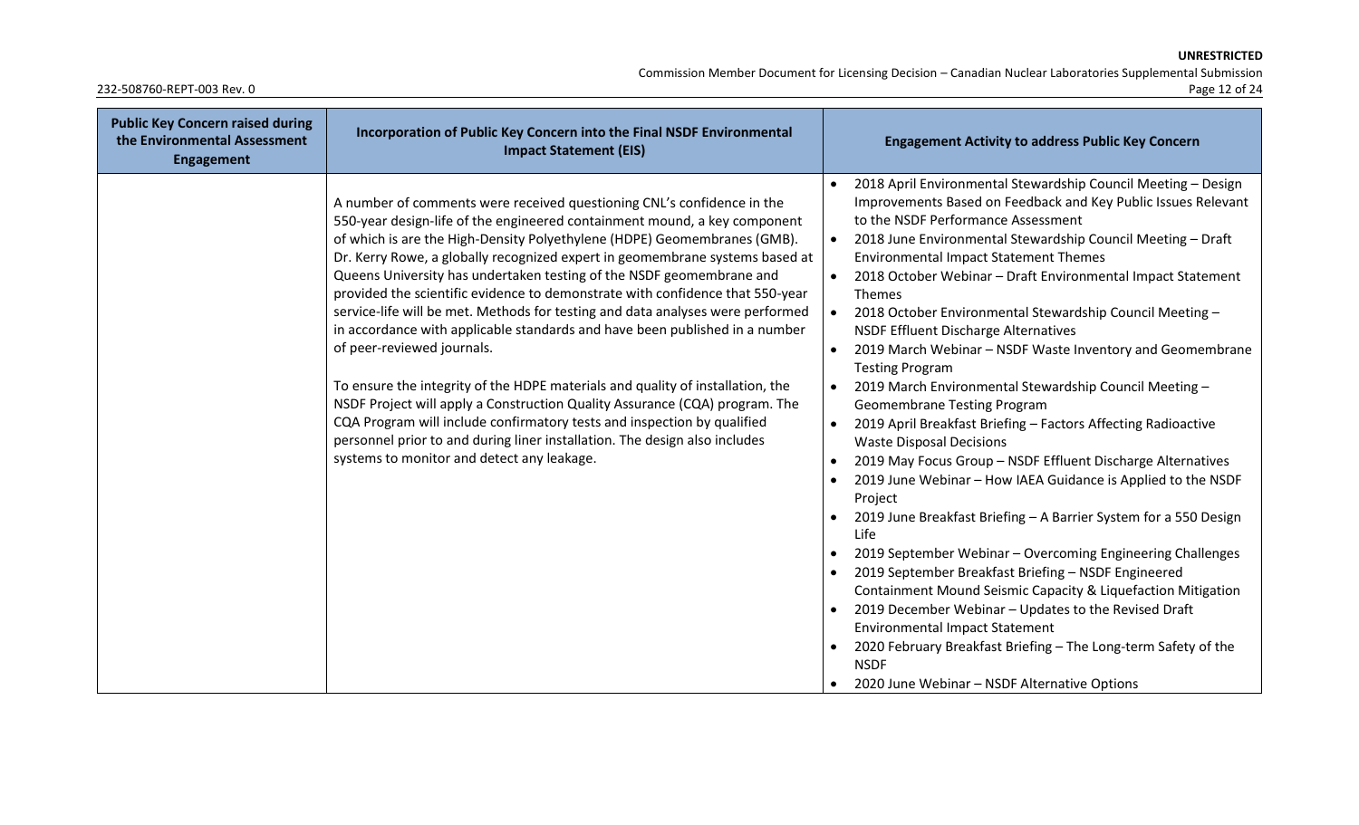| Public Key Concern raised during the Environmental Assessment Engagement | Incorporation of Public Key Concern into the Final NSDF Environmental Impact Statement (EIS) | Engagement Activity to address Public Key Concern |
|---|---|---|
| | A number of comments were received questioning CNL's confidence in the 550-year design-life of the engineered containment mound, a key component of which is are the High-Density Polyethylene (HDPE) Geomembranes (GMB). Dr. Kerry Rowe, a globally recognized expert in geomembrane systems based at Queens University has undertaken testing of the NSDF geomembrane and provided the scientific evidence to demonstrate with confidence that 550-year service-life will be met. Methods for testing and data analyses were performed in accordance with applicable standards and have been published in a number of peer-reviewed journals.<br><br>To ensure the integrity of the HDPE materials and quality of installation, the NSDF Project will apply a Construction Quality Assurance (CQA) program. The CQA Program will include confirmatory tests and inspection by qualified personnel prior to and during liner installation. The design also includes systems to monitor and detect any leakage. | • 2018 April Environmental Stewardship Council Meeting – Design Improvements Based on Feedback and Key Public Issues Relevant to the NSDF Performance Assessment<br>• 2018 June Environmental Stewardship Council Meeting – Draft Environmental Impact Statement Themes<br>• 2018 October Webinar – Draft Environmental Impact Statement Themes<br>• 2018 October Environmental Stewardship Council Meeting – NSDF Effluent Discharge Alternatives<br>• 2019 March Webinar – NSDF Waste Inventory and Geomembrane Testing Program<br>• 2019 March Environmental Stewardship Council Meeting – Geomembrane Testing Program<br>• 2019 April Breakfast Briefing – Factors Affecting Radioactive Waste Disposal Decisions<br>• 2019 May Focus Group – NSDF Effluent Discharge Alternatives<br>• 2019 June Webinar – How IAEA Guidance is Applied to the NSDF Project<br>• 2019 June Breakfast Briefing – A Barrier System for a 550 Design Life<br>• 2019 September Webinar – Overcoming Engineering Challenges<br>• 2019 September Breakfast Briefing – NSDF Engineered Containment Mound Seismic Capacity & Liquefaction Mitigation<br>• 2019 December Webinar – Updates to the Revised Draft Environmental Impact Statement<br>• 2020 February Breakfast Briefing – The Long-term Safety of the NSDF<br>• 2020 June Webinar – NSDF Alternative Options |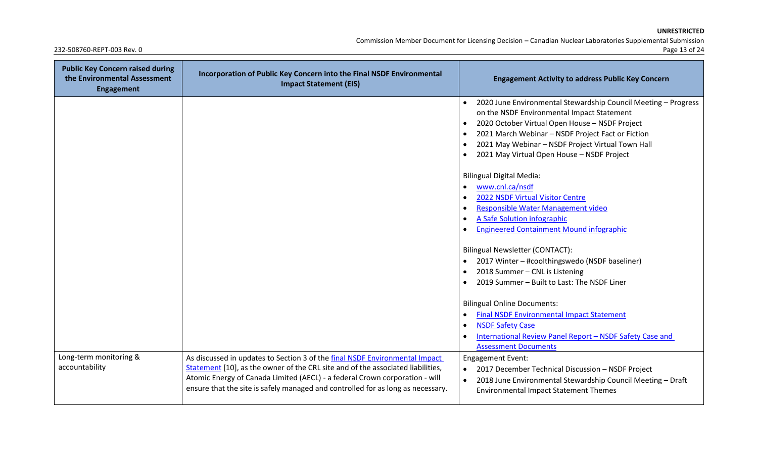| Public Key Concern raised during the Environmental Assessment Engagement | Incorporation of Public Key Concern into the Final NSDF Environmental Impact Statement (EIS) | Engagement Activity to address Public Key Concern |
|---|---|---|
| | | • 2020 June Environmental Stewardship Council Meeting – Progress on the NSDF Environmental Impact Statement<br>• 2020 October Virtual Open House – NSDF Project<br>• 2021 March Webinar – NSDF Project Fact or Fiction<br>• 2021 May Webinar – NSDF Project Virtual Town Hall<br>• 2021 May Virtual Open House – NSDF Project<br><br>Bilingual Digital Media:<br>• www.cnl.ca/nsdf<br>• 2022 NSDF Virtual Visitor Centre<br>• Responsible Water Management video<br>• A Safe Solution infographic<br>• Engineered Containment Mound infographic<br><br>Bilingual Newsletter (CONTACT):<br>• 2017 Winter – #coolthingswedo (NSDF baseliner)<br>• 2018 Summer – CNL is Listening<br>• 2019 Summer – Built to Last: The NSDF Liner<br><br>Bilingual Online Documents:<br>• Final NSDF Environmental Impact Statement<br>• NSDF Safety Case<br>• International Review Panel Report – NSDF Safety Case and Assessment Documents |
| Long-term monitoring & accountability | As discussed in updates to Section 3 of the final NSDF Environmental Impact Statement [10], as the owner of the CRL site and of the associated liabilities, Atomic Energy of Canada Limited (AECL) - a federal Crown corporation - will ensure that the site is safely managed and controlled for as long as necessary. | Engagement Event:<br>• 2017 December Technical Discussion – NSDF Project<br>• 2018 June Environmental Stewardship Council Meeting – Draft Environmental Impact Statement Themes |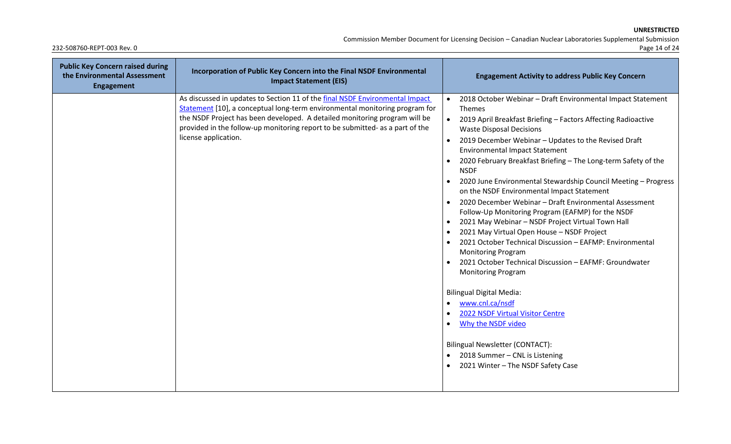| Public Key Concern raised during the Environmental Assessment Engagement | Incorporation of Public Key Concern into the Final NSDF Environmental Impact Statement (EIS) | Engagement Activity to address Public Key Concern |
|---|---|---|
| | As discussed in updates to Section 11 of the final NSDF Environmental Impact Statement [10], a conceptual long-term environmental monitoring program for the NSDF Project has been developed. A detailed monitoring program will be provided in the follow-up monitoring report to be submitted- as a part of the license application. | • 2018 October Webinar – Draft Environmental Impact Statement Themes<br>• 2019 April Breakfast Briefing – Factors Affecting Radioactive Waste Disposal Decisions<br>• 2019 December Webinar – Updates to the Revised Draft Environmental Impact Statement<br>• 2020 February Breakfast Briefing – The Long-term Safety of the NSDF<br>• 2020 June Environmental Stewardship Council Meeting – Progress on the NSDF Environmental Impact Statement<br>• 2020 December Webinar – Draft Environmental Assessment Follow-Up Monitoring Program (EAFMP) for the NSDF<br>• 2021 May Webinar – NSDF Project Virtual Town Hall<br>• 2021 May Virtual Open House – NSDF Project<br>• 2021 October Technical Discussion – EAFMP: Environmental Monitoring Program<br>• 2021 October Technical Discussion – EAFMF: Groundwater Monitoring Program<br><br>Bilingual Digital Media:<br>• www.cnl.ca/nsdf<br>• 2022 NSDF Virtual Visitor Centre<br>• Why the NSDF video<br><br>Bilingual Newsletter (CONTACT):<br>• 2018 Summer – CNL is Listening<br>• 2021 Winter – The NSDF Safety Case |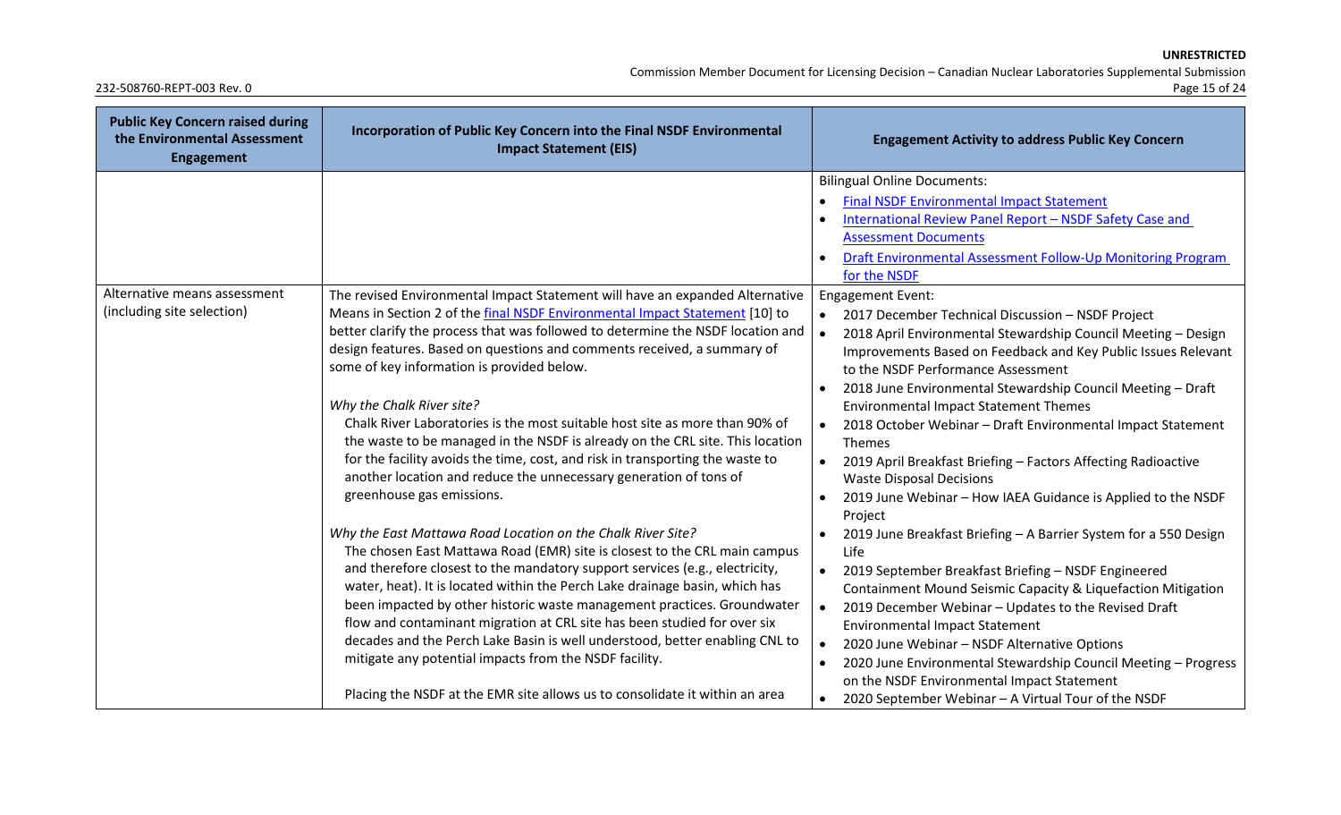| Public Key Concern raised during the Environmental Assessment Engagement | Incorporation of Public Key Concern into the Final NSDF Environmental Impact Statement (EIS) | Engagement Activity to address Public Key Concern |
|---|---|---|
| | | Bilingual Online Documents:<br>• Final NSDF Environmental Impact Statement<br>• International Review Panel Report – NSDF Safety Case and Assessment Documents<br>• Draft Environmental Assessment Follow-Up Monitoring Program for the NSDF |
| Alternative means assessment (including site selection) | The revised Environmental Impact Statement will have an expanded Alternative Means in Section 2 of the final NSDF Environmental Impact Statement [10] to better clarify the process that was followed to determine the NSDF location and design features. Based on questions and comments received, a summary of some of key information is provided below.<br><br>*Why the Chalk River site?*<br>Chalk River Laboratories is the most suitable host site as more than 90% of the waste to be managed in the NSDF is already on the CRL site. This location for the facility avoids the time, cost, and risk in transporting the waste to another location and reduce the unnecessary generation of tons of greenhouse gas emissions.<br><br>*Why the East Mattawa Road Location on the Chalk River Site?*<br>The chosen East Mattawa Road (EMR) site is closest to the CRL main campus and therefore closest to the mandatory support services (e.g., electricity, water, heat). It is located within the Perch Lake drainage basin, which has been impacted by other historic waste management practices. Groundwater flow and contaminant migration at CRL site has been studied for over six decades and the Perch Lake Basin is well understood, better enabling CNL to mitigate any potential impacts from the NSDF facility.<br><br>Placing the NSDF at the EMR site allows us to consolidate it within an area | Engagement Event:<br>• 2017 December Technical Discussion – NSDF Project<br>• 2018 April Environmental Stewardship Council Meeting – Design Improvements Based on Feedback and Key Public Issues Relevant to the NSDF Performance Assessment<br>• 2018 June Environmental Stewardship Council Meeting – Draft Environmental Impact Statement Themes<br>• 2018 October Webinar – Draft Environmental Impact Statement Themes<br>• 2019 April Breakfast Briefing – Factors Affecting Radioactive Waste Disposal Decisions<br>• 2019 June Webinar – How IAEA Guidance is Applied to the NSDF Project<br>• 2019 June Breakfast Briefing – A Barrier System for a 550 Design Life<br>• 2019 September Breakfast Briefing – NSDF Engineered Containment Mound Seismic Capacity & Liquefaction Mitigation<br>• 2019 December Webinar – Updates to the Revised Draft Environmental Impact Statement<br>• 2020 June Webinar – NSDF Alternative Options<br>• 2020 June Environmental Stewardship Council Meeting – Progress on the NSDF Environmental Impact Statement<br>• 2020 September Webinar – A Virtual Tour of the NSDF |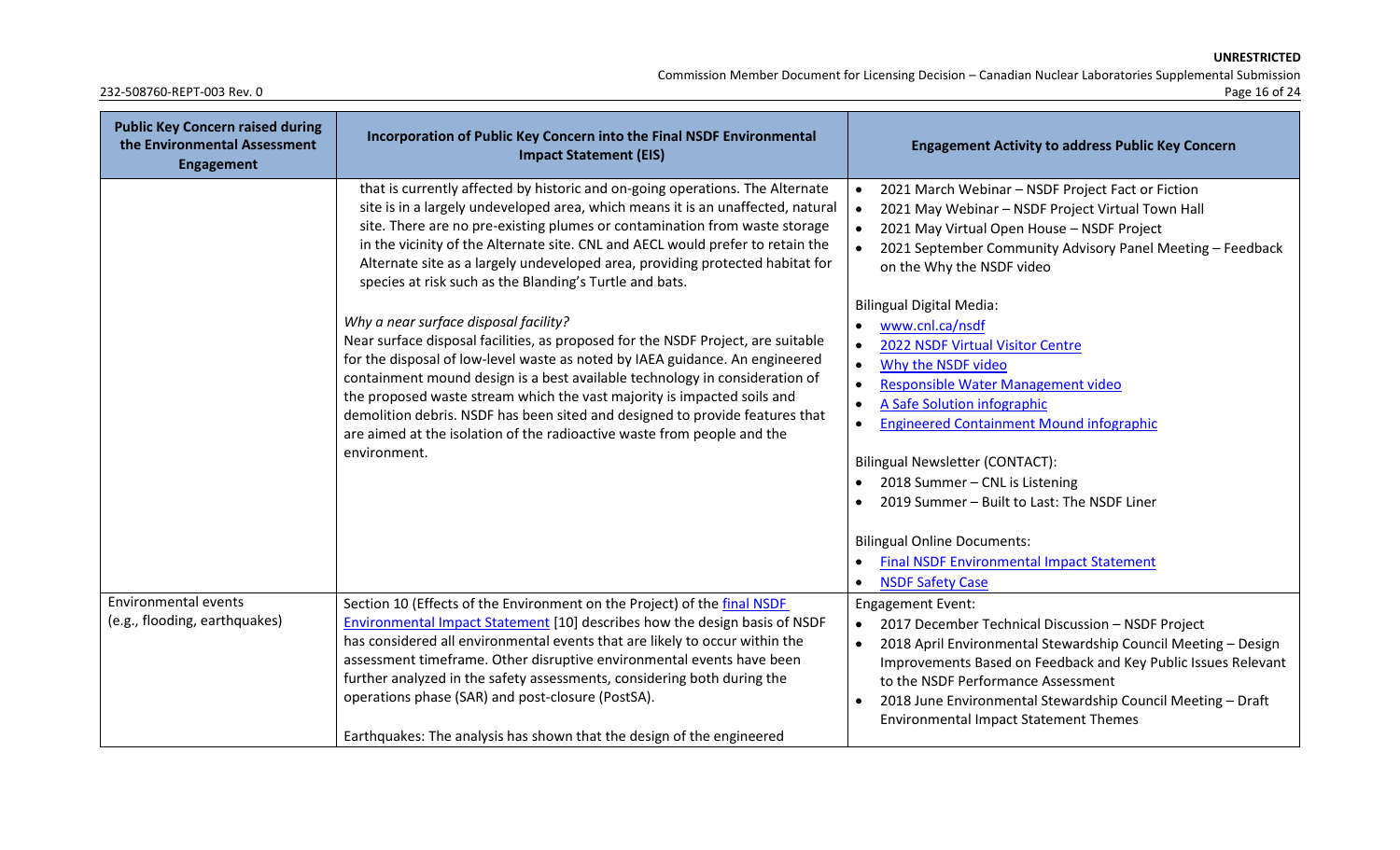| Public Key Concern raised during the Environmental Assessment Engagement | Incorporation of Public Key Concern into the Final NSDF Environmental Impact Statement (EIS) | Engagement Activity to address Public Key Concern |
|---|---|---|
| | that is currently affected by historic and on-going operations. The Alternate site is in a largely undeveloped area, which means it is an unaffected, natural site. There are no pre-existing plumes or contamination from waste storage in the vicinity of the Alternate site. CNL and AECL would prefer to retain the Alternate site as a largely undeveloped area, providing protected habitat for species at risk such as the Blanding's Turtle and bats.<br><br>*Why a near surface disposal facility?*<br>Near surface disposal facilities, as proposed for the NSDF Project, are suitable for the disposal of low-level waste as noted by IAEA guidance. An engineered containment mound design is a best available technology in consideration of the proposed waste stream which the vast majority is impacted soils and demolition debris. NSDF has been sited and designed to provide features that are aimed at the isolation of the radioactive waste from people and the environment. | • 2021 March Webinar – NSDF Project Fact or Fiction<br>• 2021 May Webinar – NSDF Project Virtual Town Hall<br>• 2021 May Virtual Open House – NSDF Project<br>• 2021 September Community Advisory Panel Meeting – Feedback on the Why the NSDF video<br><br>Bilingual Digital Media:<br>• www.cnl.ca/nsdf<br>• 2022 NSDF Virtual Visitor Centre<br>• Why the NSDF video<br>• Responsible Water Management video<br>• A Safe Solution infographic<br>• Engineered Containment Mound infographic<br><br>Bilingual Newsletter (CONTACT):<br>• 2018 Summer – CNL is Listening<br>• 2019 Summer – Built to Last: The NSDF Liner<br><br>Bilingual Online Documents:<br>• Final NSDF Environmental Impact Statement<br>• NSDF Safety Case |
| Environmental events (e.g., flooding, earthquakes) | Section 10 (Effects of the Environment on the Project) of the final NSDF Environmental Impact Statement [10] describes how the design basis of NSDF has considered all environmental events that are likely to occur within the assessment timeframe. Other disruptive environmental events have been further analyzed in the safety assessments, considering both during the operations phase (SAR) and post-closure (PostSA).<br><br>Earthquakes: The analysis has shown that the design of the engineered | Engagement Event:<br>• 2017 December Technical Discussion – NSDF Project<br>• 2018 April Environmental Stewardship Council Meeting – Design Improvements Based on Feedback and Key Public Issues Relevant to the NSDF Performance Assessment<br>• 2018 June Environmental Stewardship Council Meeting – Draft Environmental Impact Statement Themes |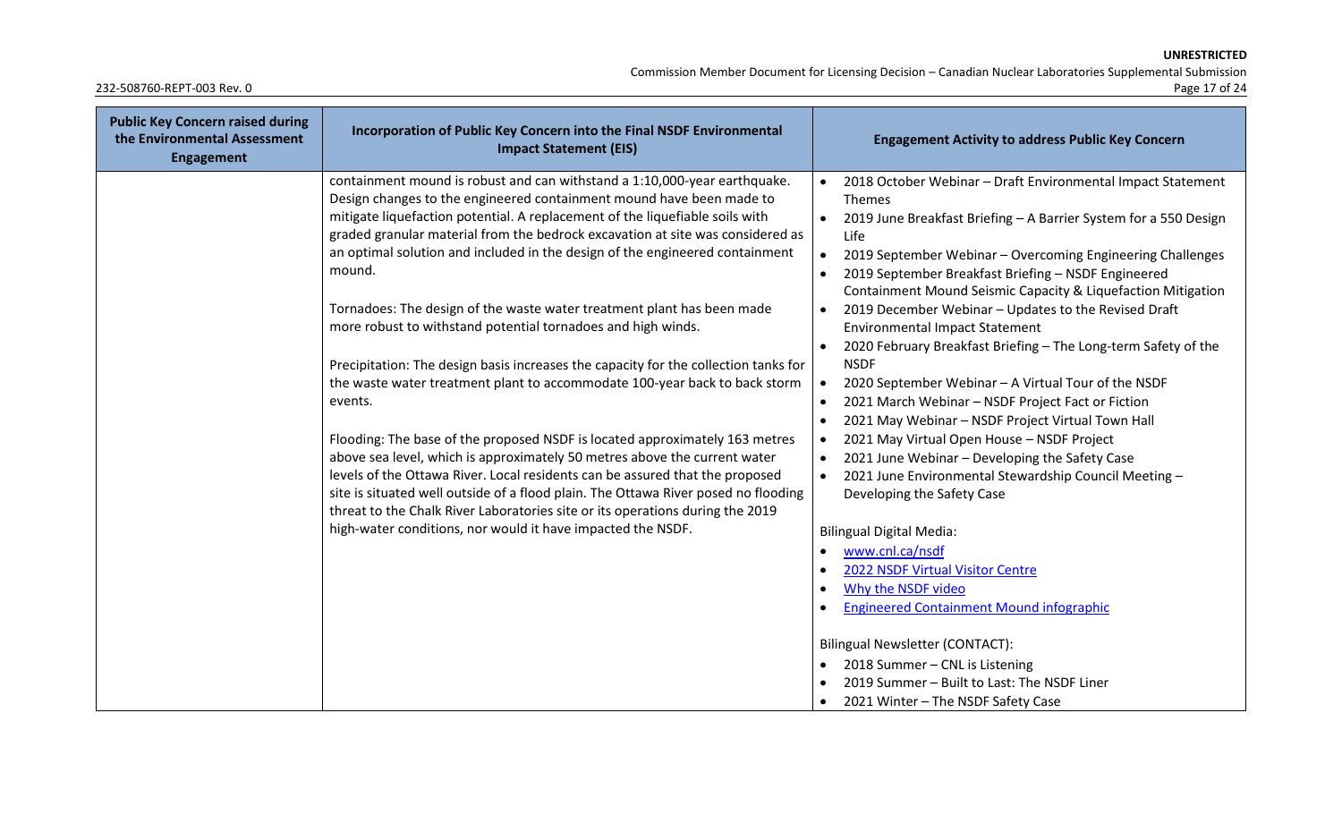| Public Key Concern raised during the Environmental Assessment Engagement | Incorporation of Public Key Concern into the Final NSDF Environmental Impact Statement (EIS) | Engagement Activity to address Public Key Concern |
|---|---|---|
| | containment mound is robust and can withstand a 1:10,000-year earthquake. Design changes to the engineered containment mound have been made to mitigate liquefaction potential. A replacement of the liquefiable soils with graded granular material from the bedrock excavation at site was considered as an optimal solution and included in the design of the engineered containment mound.<br><br>Tornadoes: The design of the waste water treatment plant has been made more robust to withstand potential tornadoes and high winds.<br><br>Precipitation: The design basis increases the capacity for the collection tanks for the waste water treatment plant to accommodate 100-year back to back storm events.<br><br>Flooding: The base of the proposed NSDF is located approximately 163 metres above sea level, which is approximately 50 metres above the current water levels of the Ottawa River. Local residents can be assured that the proposed site is situated well outside of a flood plain. The Ottawa River posed no flooding threat to the Chalk River Laboratories site or its operations during the 2019 high-water conditions, nor would it have impacted the NSDF. | • 2018 October Webinar – Draft Environmental Impact Statement Themes<br>• 2019 June Breakfast Briefing – A Barrier System for a 550 Design Life<br>• 2019 September Webinar – Overcoming Engineering Challenges<br>• 2019 September Breakfast Briefing – NSDF Engineered Containment Mound Seismic Capacity & Liquefaction Mitigation<br>• 2019 December Webinar – Updates to the Revised Draft Environmental Impact Statement<br>• 2020 February Breakfast Briefing – The Long-term Safety of the NSDF<br>• 2020 September Webinar – A Virtual Tour of the NSDF<br>• 2021 March Webinar – NSDF Project Fact or Fiction<br>• 2021 May Webinar – NSDF Project Virtual Town Hall<br>• 2021 May Virtual Open House – NSDF Project<br>• 2021 June Webinar – Developing the Safety Case<br>• 2021 June Environmental Stewardship Council Meeting – Developing the Safety Case<br><br>Bilingual Digital Media:<br>• www.cnl.ca/nsdf<br>• 2022 NSDF Virtual Visitor Centre<br>• Why the NSDF video<br>• Engineered Containment Mound infographic<br><br>Bilingual Newsletter (CONTACT):<br>• 2018 Summer – CNL is Listening<br>• 2019 Summer – Built to Last: The NSDF Liner<br>• 2021 Winter – The NSDF Safety Case |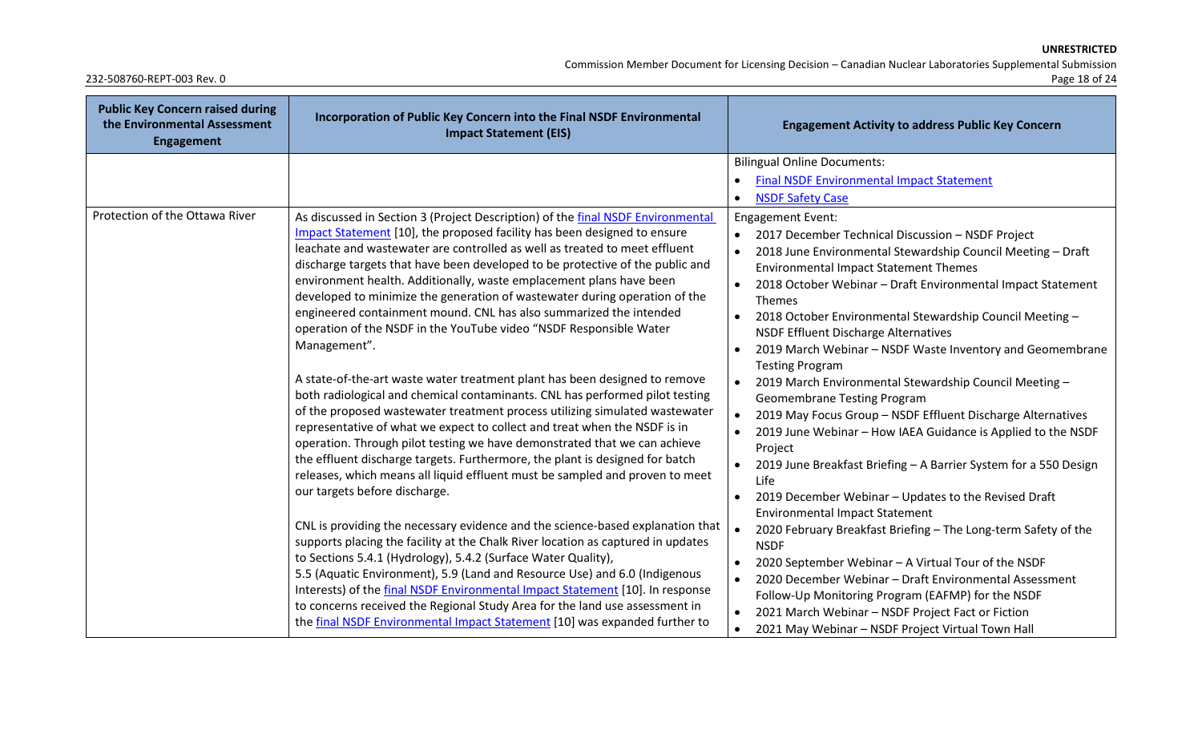| Public Key Concern raised during the Environmental Assessment Engagement | Incorporation of Public Key Concern into the Final NSDF Environmental Impact Statement (EIS) | Engagement Activity to address Public Key Concern |
|---|---|---|
| | | Bilingual Online Documents:<br>• Final NSDF Environmental Impact Statement<br>• NSDF Safety Case |
| Protection of the Ottawa River | As discussed in Section 3 (Project Description) of the final NSDF Environmental Impact Statement [10], the proposed facility has been designed to ensure leachate and wastewater are controlled as well as treated to meet effluent discharge targets that have been developed to be protective of the public and environment health. Additionally, waste emplacement plans have been developed to minimize the generation of wastewater during operation of the engineered containment mound. CNL has also summarized the intended operation of the NSDF in the YouTube video "NSDF Responsible Water Management".<br><br>A state-of-the-art waste water treatment plant has been designed to remove both radiological and chemical contaminants. CNL has performed pilot testing of the proposed wastewater treatment process utilizing simulated wastewater representative of what we expect to collect and treat when the NSDF is in operation. Through pilot testing we have demonstrated that we can achieve the effluent discharge targets. Furthermore, the plant is designed for batch releases, which means all liquid effluent must be sampled and proven to meet our targets before discharge.<br><br>CNL is providing the necessary evidence and the science-based explanation that supports placing the facility at the Chalk River location as captured in updates to Sections 5.4.1 (Hydrology), 5.4.2 (Surface Water Quality), 5.5 (Aquatic Environment), 5.9 (Land and Resource Use) and 6.0 (Indigenous Interests) of the final NSDF Environmental Impact Statement [10]. In response to concerns received the Regional Study Area for the land use assessment in the final NSDF Environmental Impact Statement [10] was expanded further to | Engagement Event:<br>• 2017 December Technical Discussion – NSDF Project<br>• 2018 June Environmental Stewardship Council Meeting – Draft Environmental Impact Statement Themes<br>• 2018 October Webinar – Draft Environmental Impact Statement Themes<br>• 2018 October Environmental Stewardship Council Meeting – NSDF Effluent Discharge Alternatives<br>• 2019 March Webinar – NSDF Waste Inventory and Geomembrane Testing Program<br>• 2019 March Environmental Stewardship Council Meeting – Geomembrane Testing Program<br>• 2019 May Focus Group – NSDF Effluent Discharge Alternatives<br>• 2019 June Webinar – How IAEA Guidance is Applied to the NSDF Project<br>• 2019 June Breakfast Briefing – A Barrier System for a 550 Design Life<br>• 2019 December Webinar – Updates to the Revised Draft Environmental Impact Statement<br>• 2020 February Breakfast Briefing – The Long-term Safety of the NSDF<br>• 2020 September Webinar – A Virtual Tour of the NSDF<br>• 2020 December Webinar – Draft Environmental Assessment Follow-Up Monitoring Program (EAFMP) for the NSDF<br>• 2021 March Webinar – NSDF Project Fact or Fiction<br>• 2021 May Webinar – NSDF Project Virtual Town Hall |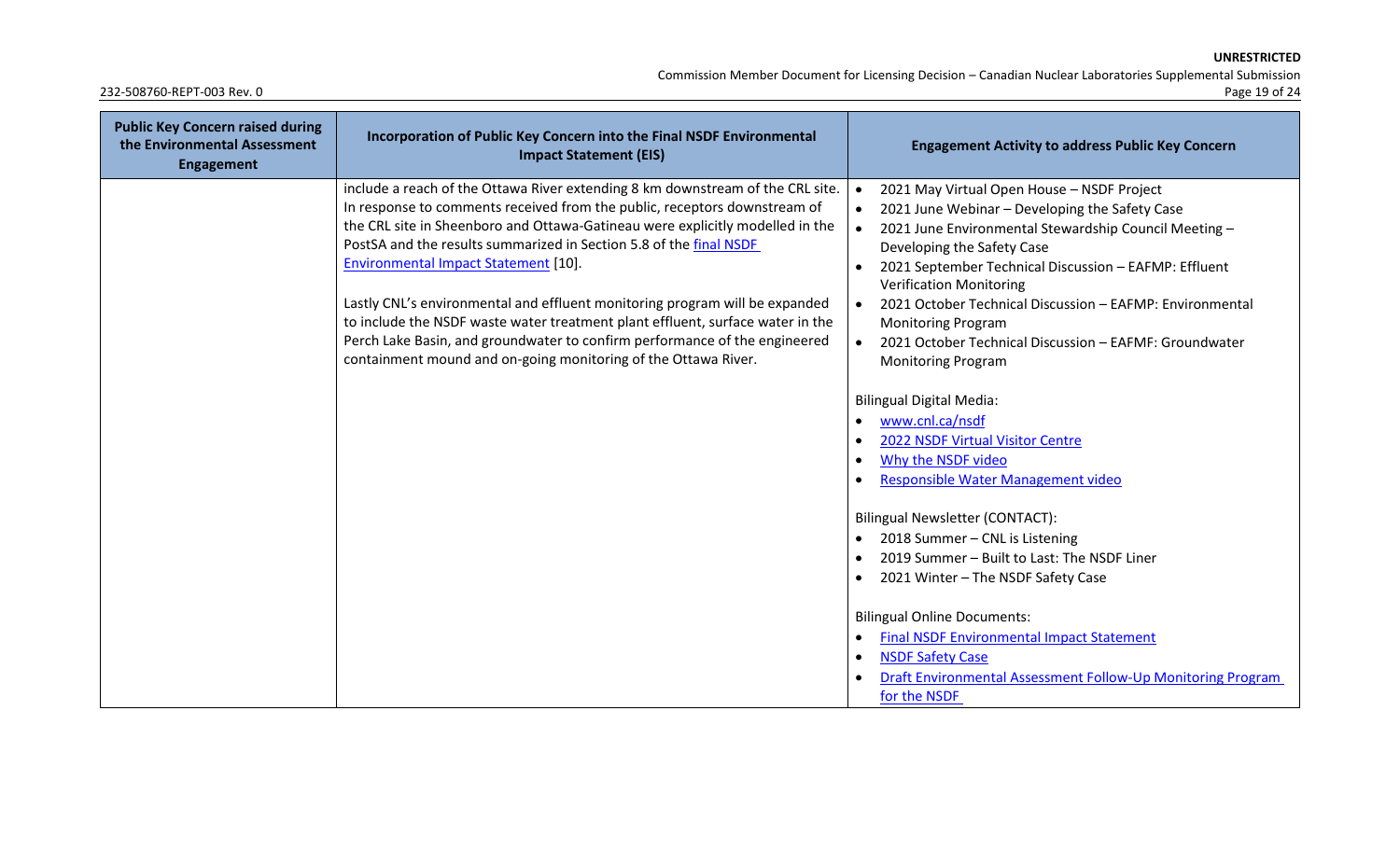| Public Key Concern raised during the Environmental Assessment Engagement | Incorporation of Public Key Concern into the Final NSDF Environmental Impact Statement (EIS) | Engagement Activity to address Public Key Concern |
|---|---|---|
| | include a reach of the Ottawa River extending 8 km downstream of the CRL site. In response to comments received from the public, receptors downstream of the CRL site in Sheenboro and Ottawa-Gatineau were explicitly modelled in the PostSA and the results summarized in Section 5.8 of the final NSDF Environmental Impact Statement [10].<br><br>Lastly CNL's environmental and effluent monitoring program will be expanded to include the NSDF waste water treatment plant effluent, surface water in the Perch Lake Basin, and groundwater to confirm performance of the engineered containment mound and on-going monitoring of the Ottawa River. | • 2021 May Virtual Open House – NSDF Project<br>• 2021 June Webinar – Developing the Safety Case<br>• 2021 June Environmental Stewardship Council Meeting – Developing the Safety Case<br>• 2021 September Technical Discussion – EAFMP: Effluent Verification Monitoring<br>• 2021 October Technical Discussion – EAFMP: Environmental Monitoring Program<br>• 2021 October Technical Discussion – EAFMF: Groundwater Monitoring Program<br><br>Bilingual Digital Media:<br>• www.cnl.ca/nsdf<br>• 2022 NSDF Virtual Visitor Centre<br>• Why the NSDF video<br>• Responsible Water Management video<br><br>Bilingual Newsletter (CONTACT):<br>• 2018 Summer – CNL is Listening<br>• 2019 Summer – Built to Last: The NSDF Liner<br>• 2021 Winter – The NSDF Safety Case<br><br>Bilingual Online Documents:<br>• Final NSDF Environmental Impact Statement<br>• NSDF Safety Case<br>• Draft Environmental Assessment Follow-Up Monitoring Program for the NSDF |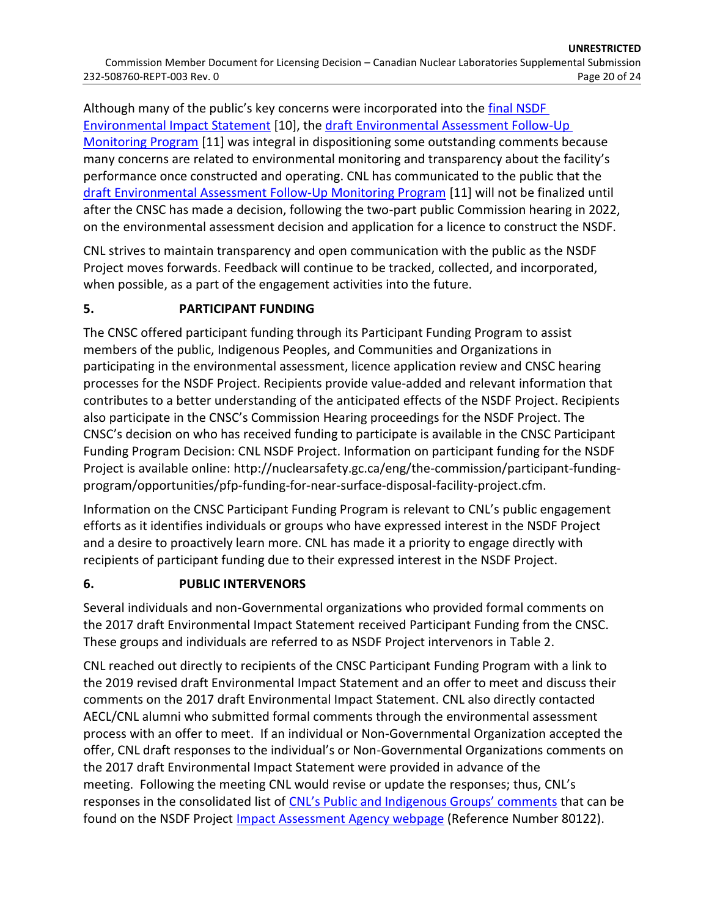Although many of the public's key concerns were incorporated into the final NSDF Environmental Impact Statement [10], the draft Environmental Assessment Follow-Up Monitoring Program [11] was integral in dispositioning some outstanding comments because many concerns are related to environmental monitoring and transparency about the facility's performance once constructed and operating. CNL has communicated to the public that the draft Environmental Assessment Follow-Up Monitoring Program [11] will not be finalized until after the CNSC has made a decision, following the two-part public Commission hearing in 2022, on the environmental assessment decision and application for a licence to construct the NSDF.

CNL strives to maintain transparency and open communication with the public as the NSDF Project moves forwards. Feedback will continue to be tracked, collected, and incorporated, when possible, as a part of the engagement activities into the future.

## 5. PARTICIPANT FUNDING

The CNSC offered participant funding through its Participant Funding Program to assist members of the public, Indigenous Peoples, and Communities and Organizations in participating in the environmental assessment, licence application review and CNSC hearing processes for the NSDF Project. Recipients provide value-added and relevant information that contributes to a better understanding of the anticipated effects of the NSDF Project. Recipients also participate in the CNSC's Commission Hearing proceedings for the NSDF Project. The CNSC's decision on who has received funding to participate is available in the CNSC Participant Funding Program Decision: CNL NSDF Project. Information on participant funding for the NSDF Project is available online: http://nuclearsafety.gc.ca/eng/the-commission/participant-funding-program/opportunities/pfp-funding-for-near-surface-disposal-facility-project.cfm.

Information on the CNSC Participant Funding Program is relevant to CNL's public engagement efforts as it identifies individuals or groups who have expressed interest in the NSDF Project and a desire to proactively learn more. CNL has made it a priority to engage directly with recipients of participant funding due to their expressed interest in the NSDF Project.

## 6. PUBLIC INTERVENORS

Several individuals and non-Governmental organizations who provided formal comments on the 2017 draft Environmental Impact Statement received Participant Funding from the CNSC. These groups and individuals are referred to as NSDF Project intervenors in Table 2.

CNL reached out directly to recipients of the CNSC Participant Funding Program with a link to the 2019 revised draft Environmental Impact Statement and an offer to meet and discuss their comments on the 2017 draft Environmental Impact Statement. CNL also directly contacted AECL/CNL alumni who submitted formal comments through the environmental assessment process with an offer to meet. If an individual or Non-Governmental Organization accepted the offer, CNL draft responses to the individual's or Non-Governmental Organizations comments on the 2017 draft Environmental Impact Statement were provided in advance of the meeting. Following the meeting CNL would revise or update the responses; thus, CNL's responses in the consolidated list of CNL's Public and Indigenous Groups' comments that can be found on the NSDF Project Impact Assessment Agency webpage (Reference Number 80122).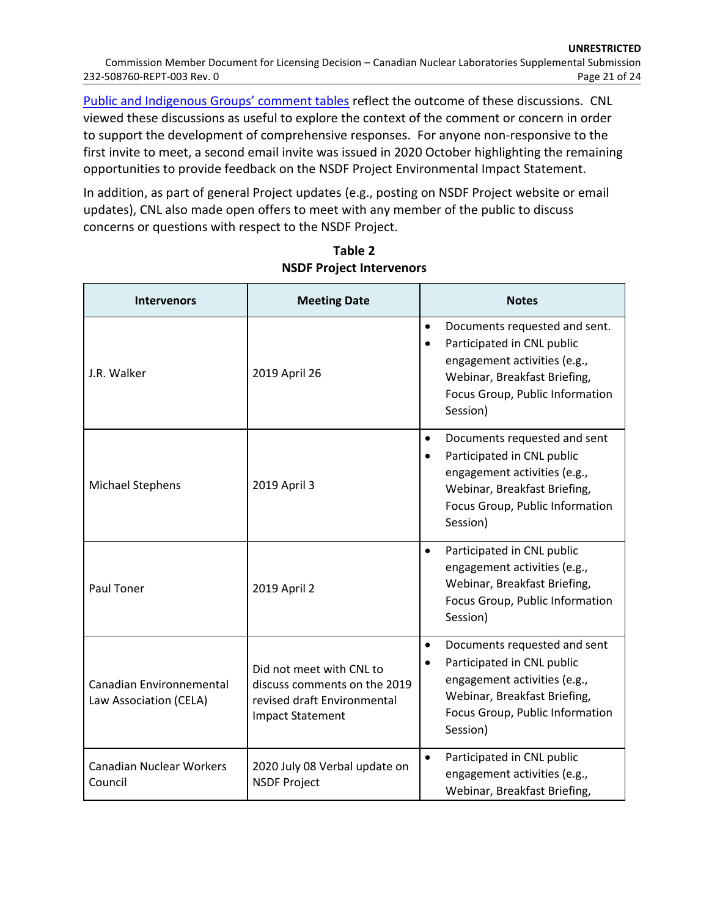Public and Indigenous Groups' comment tables reflect the outcome of these discussions. CNL viewed these discussions as useful to explore the context of the comment or concern in order to support the development of comprehensive responses. For anyone non-responsive to the first invite to meet, a second email invite was issued in 2020 October highlighting the remaining opportunities to provide feedback on the NSDF Project Environmental Impact Statement.

In addition, as part of general Project updates (e.g., posting on NSDF Project website or email updates), CNL also made open offers to meet with any member of the public to discuss concerns or questions with respect to the NSDF Project.

**Table 2**
**NSDF Project Intervenors**

| Intervenors | Meeting Date | Notes |
|---|---|---|
| J.R. Walker | 2019 April 26 | • Documents requested and sent.<br>• Participated in CNL public engagement activities (e.g., Webinar, Breakfast Briefing, Focus Group, Public Information Session) |
| Michael Stephens | 2019 April 3 | • Documents requested and sent<br>• Participated in CNL public engagement activities (e.g., Webinar, Breakfast Briefing, Focus Group, Public Information Session) |
| Paul Toner | 2019 April 2 | • Participated in CNL public engagement activities (e.g., Webinar, Breakfast Briefing, Focus Group, Public Information Session) |
| Canadian Environmental Law Association (CELA) | Did not meet with CNL to discuss comments on the 2019 revised draft Environmental Impact Statement | • Documents requested and sent<br>• Participated in CNL public engagement activities (e.g., Webinar, Breakfast Briefing, Focus Group, Public Information Session) |
| Canadian Nuclear Workers Council | 2020 July 08 Verbal update on NSDF Project | • Participated in CNL public engagement activities (e.g., Webinar, Breakfast Briefing, |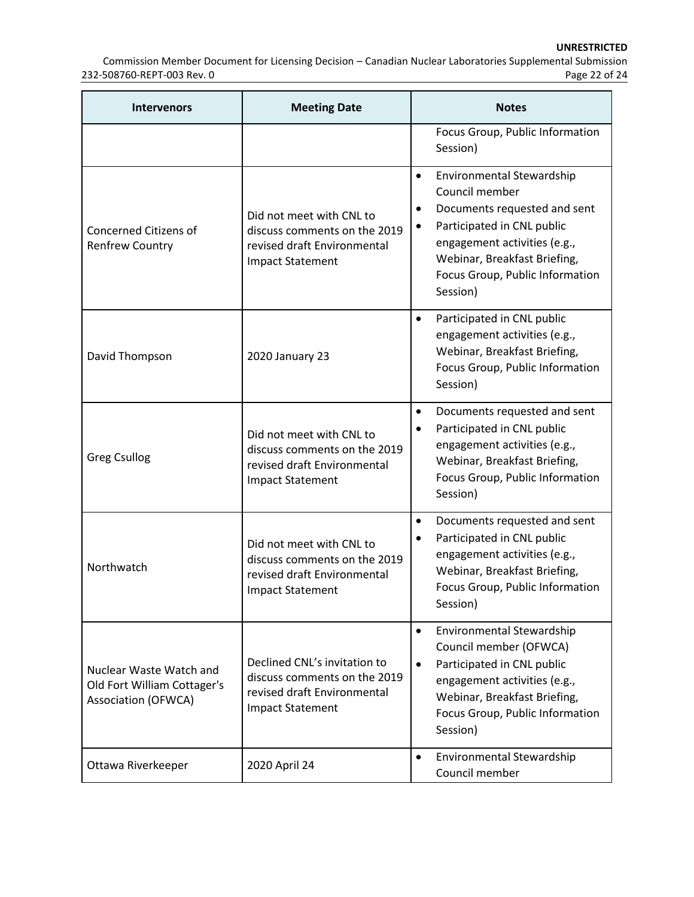| Intervenors | Meeting Date | Notes |
|---|---|---|
| | | Focus Group, Public Information Session) |
| Concerned Citizens of Renfrew Country | Did not meet with CNL to discuss comments on the 2019 revised draft Environmental Impact Statement | • Environmental Stewardship Council member<br>• Documents requested and sent<br>• Participated in CNL public engagement activities (e.g., Webinar, Breakfast Briefing, Focus Group, Public Information Session) |
| David Thompson | 2020 January 23 | • Participated in CNL public engagement activities (e.g., Webinar, Breakfast Briefing, Focus Group, Public Information Session) |
| Greg Csullog | Did not meet with CNL to discuss comments on the 2019 revised draft Environmental Impact Statement | • Documents requested and sent<br>• Participated in CNL public engagement activities (e.g., Webinar, Breakfast Briefing, Focus Group, Public Information Session) |
| Northwatch | Did not meet with CNL to discuss comments on the 2019 revised draft Environmental Impact Statement | • Documents requested and sent<br>• Participated in CNL public engagement activities (e.g., Webinar, Breakfast Briefing, Focus Group, Public Information Session) |
| Nuclear Waste Watch and Old Fort William Cottager's Association (OFWCA) | Declined CNL's invitation to discuss comments on the 2019 revised draft Environmental Impact Statement | • Environmental Stewardship Council member (OFWCA)<br>• Participated in CNL public engagement activities (e.g., Webinar, Breakfast Briefing, Focus Group, Public Information Session) |
| Ottawa Riverkeeper | 2020 April 24 | • Environmental Stewardship Council member |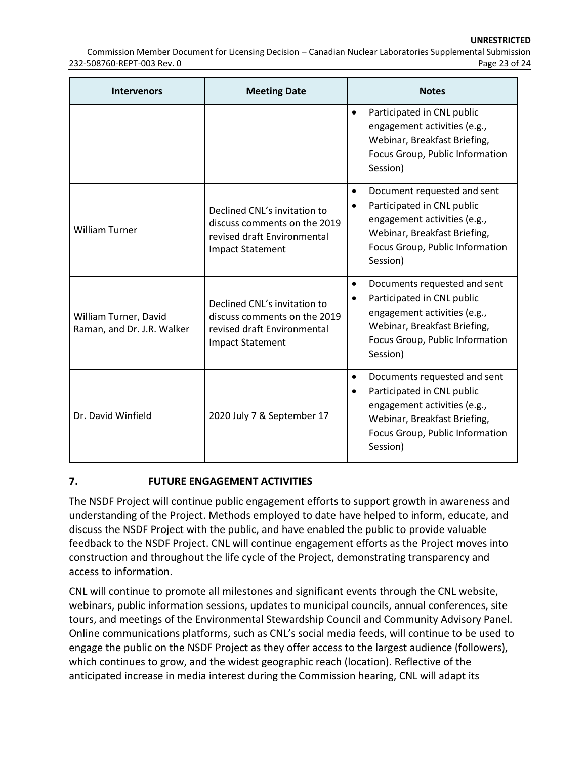| Intervenors | Meeting Date | Notes |
|---|---|---|
| | | • Participated in CNL public engagement activities (e.g., Webinar, Breakfast Briefing, Focus Group, Public Information Session) |
| William Turner | Declined CNL's invitation to discuss comments on the 2019 revised draft Environmental Impact Statement | • Document requested and sent<br>• Participated in CNL public engagement activities (e.g., Webinar, Breakfast Briefing, Focus Group, Public Information Session) |
| William Turner, David Raman, and Dr. J.R. Walker | Declined CNL's invitation to discuss comments on the 2019 revised draft Environmental Impact Statement | • Documents requested and sent<br>• Participated in CNL public engagement activities (e.g., Webinar, Breakfast Briefing, Focus Group, Public Information Session) |
| Dr. David Winfield | 2020 July 7 & September 17 | • Documents requested and sent<br>• Participated in CNL public engagement activities (e.g., Webinar, Breakfast Briefing, Focus Group, Public Information Session) |

## 7. FUTURE ENGAGEMENT ACTIVITIES

The NSDF Project will continue public engagement efforts to support growth in awareness and understanding of the Project. Methods employed to date have helped to inform, educate, and discuss the NSDF Project with the public, and have enabled the public to provide valuable feedback to the NSDF Project. CNL will continue engagement efforts as the Project moves into construction and throughout the life cycle of the Project, demonstrating transparency and access to information.

CNL will continue to promote all milestones and significant events through the CNL website, webinars, public information sessions, updates to municipal councils, annual conferences, site tours, and meetings of the Environmental Stewardship Council and Community Advisory Panel. Online communications platforms, such as CNL's social media feeds, will continue to be used to engage the public on the NSDF Project as they offer access to the largest audience (followers), which continues to grow, and the widest geographic reach (location). Reflective of the anticipated increase in media interest during the Commission hearing, CNL will adapt its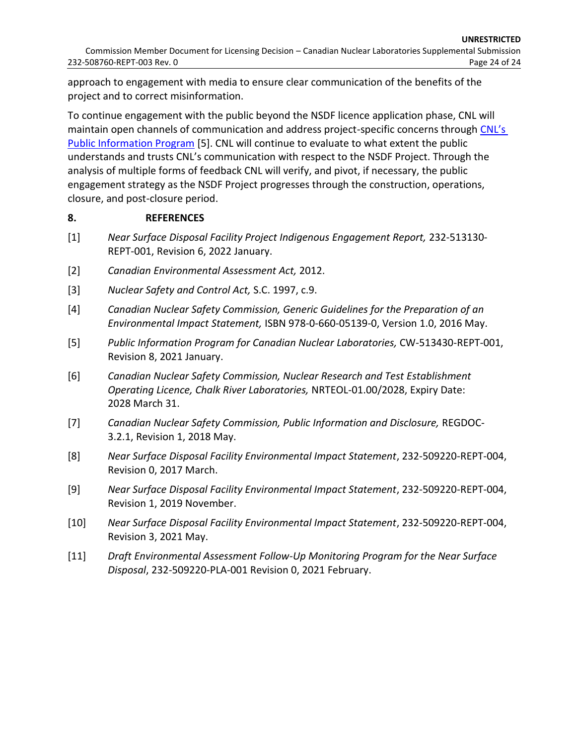approach to engagement with media to ensure clear communication of the benefits of the project and to correct misinformation.

To continue engagement with the public beyond the NSDF licence application phase, CNL will maintain open channels of communication and address project-specific concerns through CNL's Public Information Program [5]. CNL will continue to evaluate to what extent the public understands and trusts CNL's communication with respect to the NSDF Project. Through the analysis of multiple forms of feedback CNL will verify, and pivot, if necessary, the public engagement strategy as the NSDF Project progresses through the construction, operations, closure, and post-closure period.

## 8. REFERENCES

[1] *Near Surface Disposal Facility Project Indigenous Engagement Report,* 232-513130-REPT-001, Revision 6, 2022 January.

[2] *Canadian Environmental Assessment Act,* 2012.

[3] *Nuclear Safety and Control Act,* S.C. 1997, c.9.

[4] *Canadian Nuclear Safety Commission, Generic Guidelines for the Preparation of an Environmental Impact Statement,* ISBN 978-0-660-05139-0, Version 1.0, 2016 May.

[5] *Public Information Program for Canadian Nuclear Laboratories,* CW-513430-REPT-001, Revision 8, 2021 January.

[6] *Canadian Nuclear Safety Commission, Nuclear Research and Test Establishment Operating Licence, Chalk River Laboratories,* NRTEOL-01.00/2028, Expiry Date: 2028 March 31.

[7] *Canadian Nuclear Safety Commission, Public Information and Disclosure,* REGDOC-3.2.1, Revision 1, 2018 May.

[8] *Near Surface Disposal Facility Environmental Impact Statement*, 232-509220-REPT-004, Revision 0, 2017 March.

[9] *Near Surface Disposal Facility Environmental Impact Statement*, 232-509220-REPT-004, Revision 1, 2019 November.

[10] *Near Surface Disposal Facility Environmental Impact Statement*, 232-509220-REPT-004, Revision 3, 2021 May.

[11] *Draft Environmental Assessment Follow-Up Monitoring Program for the Near Surface Disposal*, 232-509220-PLA-001 Revision 0, 2021 February.